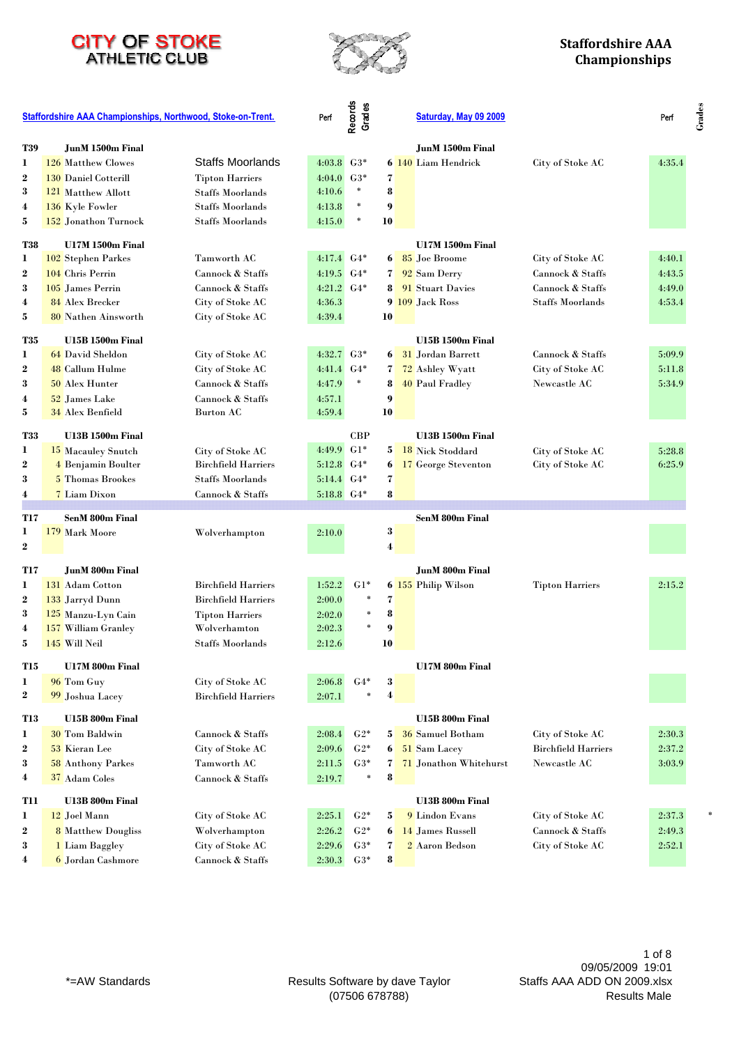# CITY OF STOKE ATHLETIC CLUB

## Staffordshire AAA Championships

**Staffordshire AAA Championships, Northwood, Stoke-on-Trent.** — **Saturday, May 09 2009**

### T39 JunM 1500m Final

| Pos | No | Name | Club | Perf | Records Grades |
|---|---|---|---|---|---|
| 1 | 126 | Matthew Clowes | Staffs Moorlands | 4:03.8 | G3* |
| 2 | 130 | Daniel Cotterill | Tipton Harriers | 4:04.0 | G3* |
| 3 | 121 | Matthew Allott | Staffs Moorlands | 4:10.6 | * |
| 4 | 136 | Kyle Fowler | Staffs Moorlands | 4:13.8 | * |
| 5 | 152 | Jonathon Turnock | Staffs Moorlands | 4:15.0 | * |
| 6 | 140 | Liam Hendrick | City of Stoke AC | 4:35.4 | |
| 7 | | | | | |
| 8 | | | | | |
| 9 | | | | | |
| 10 | | | | | |

### T38 U17M 1500m Final

| Pos | No | Name | Club | Perf | Records Grades |
|---|---|---|---|---|---|
| 1 | 102 | Stephen Parkes | Tamworth AC | 4:17.4 | G4* |
| 2 | 104 | Chris Perrin | Cannock & Staffs | 4:19.5 | G4* |
| 3 | 105 | James Perrin | Cannock & Staffs | 4:21.2 | G4* |
| 4 | 84 | Alex Brecker | City of Stoke AC | 4:36.3 | |
| 5 | 80 | Nathen Ainsworth | City of Stoke AC | 4:39.4 | |
| 6 | 85 | Joe Broome | City of Stoke AC | 4:40.1 | |
| 7 | 92 | Sam Derry | Cannock & Staffs | 4:43.5 | |
| 8 | 91 | Stuart Davies | Cannock & Staffs | 4:49.0 | |
| 9 | 109 | Jack Ross | Staffs Moorlands | 4:53.4 | |
| 10 | | | | | |

### T35 U15B 1500m Final

| Pos | No | Name | Club | Perf | Records Grades |
|---|---|---|---|---|---|
| 1 | 64 | David Sheldon | City of Stoke AC | 4:32.7 | G3* |
| 2 | 48 | Callum Hulme | City of Stoke AC | 4:41.4 | G4* |
| 3 | 50 | Alex Hunter | Cannock & Staffs | 4:47.9 | * |
| 4 | 52 | James Lake | Cannock & Staffs | 4:57.1 | |
| 5 | 34 | Alex Benfield | Burton AC | 4:59.4 | |
| 6 | 31 | Jordan Barrett | Cannock & Staffs | 5:09.9 | |
| 7 | 72 | Ashley Wyatt | City of Stoke AC | 5:11.8 | |
| 8 | 40 | Paul Fradley | Newcastle AC | 5:34.9 | |
| 9 | | | | | |
| 10 | | | | | |

### T33 U13B 1500m Final

| Pos | No | Name | Club | Perf | Records Grades |
|---|---|---|---|---|---|
| 1 | 15 | Macauley Snutch | City of Stoke AC | 4:49.9 | CBP G1* |
| 2 | 4 | Benjamin Boulter | Birchfield Harriers | 5:12.8 | G4* |
| 3 | 5 | Thomas Brookes | Staffs Moorlands | 5:14.4 | G4* |
| 4 | 7 | Liam Dixon | Cannock & Staffs | 5:18.8 | G4* |
| 5 | 18 | Nick Stoddard | City of Stoke AC | 5:28.8 | |
| 6 | 17 | George Steventon | City of Stoke AC | 6:25.9 | |
| 7 | | | | | |
| 8 | | | | | |

### T17 SenM 800m Final

| Pos | No | Name | Club | Perf | Records Grades |
|---|---|---|---|---|---|
| 1 | 179 | Mark Moore | Wolverhampton | 2:10.0 | |
| 2 | | | | | |
| 3 | | | | | |
| 4 | | | | | |

### T17 JunM 800m Final

| Pos | No | Name | Club | Perf | Records Grades |
|---|---|---|---|---|---|
| 1 | 131 | Adam Cotton | Birchfield Harriers | 1:52.2 | G1* |
| 2 | 133 | Jarryd Dunn | Birchfield Harriers | 2:00.0 | * |
| 3 | 125 | Manzu-Lyn Cain | Tipton Harriers | 2:02.0 | * |
| 4 | 157 | William Granley | Wolverhamton | 2:02.3 | * |
| 5 | 145 | Will Neil | Staffs Moorlands | 2:12.6 | |
| 6 | 155 | Philip Wilson | Tipton Harriers | 2:15.2 | |
| 7 | | | | | |
| 8 | | | | | |
| 9 | | | | | |
| 10 | | | | | |

### T15 U17M 800m Final

| Pos | No | Name | Club | Perf | Records Grades |
|---|---|---|---|---|---|
| 1 | 96 | Tom Guy | City of Stoke AC | 2:06.8 | G4* |
| 2 | 99 | Joshua Lacey | Birchfield Harriers | 2:07.1 | * |
| 3 | | | | | |
| 4 | | | | | |

### T13 U15B 800m Final

| Pos | No | Name | Club | Perf | Records Grades |
|---|---|---|---|---|---|
| 1 | 30 | Tom Baldwin | Cannock & Staffs | 2:08.4 | G2* |
| 2 | 53 | Kieran Lee | City of Stoke AC | 2:09.6 | G2* |
| 3 | 58 | Anthony Parkes | Tamworth AC | 2:11.5 | G3* |
| 4 | 37 | Adam Coles | Cannock & Staffs | 2:19.7 | * |
| 5 | 36 | Samuel Botham | City of Stoke AC | 2:30.3 | |
| 6 | 51 | Sam Lacey | Birchfield Harriers | 2:37.2 | |
| 7 | 71 | Jonathon Whitehurst | Newcastle AC | 3:03.9 | |
| 8 | | | | | |

### T11 U13B 800m Final

| Pos | No | Name | Club | Perf | Records Grades |
|---|---|---|---|---|---|
| 1 | 12 | Joel Mann | City of Stoke AC | 2:25.1 | G2* |
| 2 | 8 | Matthew Dougliss | Wolverhampton | 2:26.2 | G2* |
| 3 | 1 | Liam Baggley | City of Stoke AC | 2:29.6 | G3* |
| 4 | 6 | Jordan Cashmore | Cannock & Staffs | 2:30.3 | G3* |
| 5 | 9 | Lindon Evans | City of Stoke AC | 2:37.3 | * |
| 6 | 14 | James Russell | Cannock & Staffs | 2:49.3 | |
| 7 | 2 | Aaron Bedson | City of Stoke AC | 2:52.1 | |
| 8 | | | | | |

*=AW Standards

Results Software by dave Taylor (07506 678788)

09/05/2009 19:01
Staffs AAA ADD ON 2009.xlsx
Results Male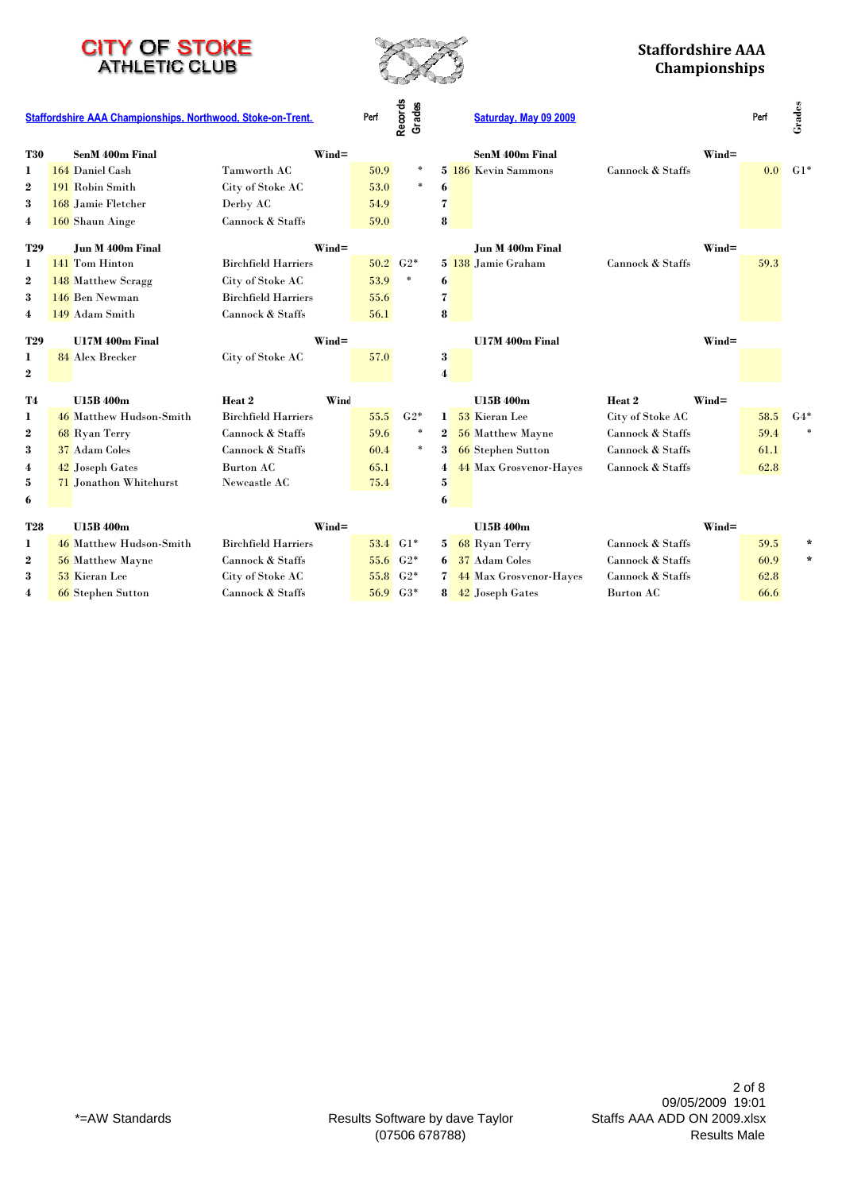# CITY OF STOKE ATHLETIC CLUB

## Staffordshire AAA Championships

**Staffordshire AAA Championships, Northwood, Stoke-on-Trent.** — **Saturday, May 09 2009**

| | | | | Perf | Records/Grades | | | | | Perf | Grades |
|---|---|---|---|---|---|---|---|---|---|---|---|
| **T30** | | **SenM 400m Final** | **Wind=** | | | | | **SenM 400m Final** | **Wind=** | | |
| 1 | 164 | Daniel Cash | Tamworth AC | 50.9 | * | 5 | 186 | Kevin Sammons | Cannock & Staffs | 0.0 | G1* |
| 2 | 191 | Robin Smith | City of Stoke AC | 53.0 | * | 6 | | | | | |
| 3 | 168 | Jamie Fletcher | Derby AC | 54.9 | | 7 | | | | | |
| 4 | 160 | Shaun Ainge | Cannock & Staffs | 59.0 | | 8 | | | | | |
| **T29** | | **Jun M 400m Final** | **Wind=** | | | | | **Jun M 400m Final** | **Wind=** | | |
| 1 | 141 | Tom Hinton | Birchfield Harriers | 50.2 | G2* | 5 | 138 | Jamie Graham | Cannock & Staffs | 59.3 | |
| 2 | 148 | Matthew Scragg | City of Stoke AC | 53.9 | * | 6 | | | | | |
| 3 | 146 | Ben Newman | Birchfield Harriers | 55.6 | | 7 | | | | | |
| 4 | 149 | Adam Smith | Cannock & Staffs | 56.1 | | 8 | | | | | |
| **T29** | | **U17M 400m Final** | **Wind=** | | | | | **U17M 400m Final** | **Wind=** | | |
| 1 | 84 | Alex Brecker | City of Stoke AC | 57.0 | | 3 | | | | | |
| 2 | | | | | | 4 | | | | | |
| **T4** | | **U15B 400m** | **Heat 2 Wind** | | | | | **U15B 400m** | **Heat 2 Wind=** | | |
| 1 | 46 | Matthew Hudson-Smith | Birchfield Harriers | 55.5 | G2* | 1 | 53 | Kieran Lee | City of Stoke AC | 58.5 | G4* |
| 2 | 68 | Ryan Terry | Cannock & Staffs | 59.6 | * | 2 | 56 | Matthew Mayne | Cannock & Staffs | 59.4 | * |
| 3 | 37 | Adam Coles | Cannock & Staffs | 60.4 | * | 3 | 66 | Stephen Sutton | Cannock & Staffs | 61.1 | |
| 4 | 42 | Joseph Gates | Burton AC | 65.1 | | 4 | 44 | Max Grosvenor-Hayes | Cannock & Staffs | 62.8 | |
| 5 | 71 | Jonathon Whitehurst | Newcastle AC | 75.4 | | 5 | | | | | |
| 6 | | | | | | 6 | | | | | |
| **T28** | | **U15B 400m** | **Wind=** | | | | | **U15B 400m** | **Wind=** | | |
| 1 | 46 | Matthew Hudson-Smith | Birchfield Harriers | 53.4 | G1* | 5 | 68 | Ryan Terry | Cannock & Staffs | 59.5 | * |
| 2 | 56 | Matthew Mayne | Cannock & Staffs | 55.6 | G2* | 6 | 37 | Adam Coles | Cannock & Staffs | 60.9 | * |
| 3 | 53 | Kieran Lee | City of Stoke AC | 55.8 | G2* | 7 | 44 | Max Grosvenor-Hayes | Cannock & Staffs | 62.8 | |
| 4 | 66 | Stephen Sutton | Cannock & Staffs | 56.9 | G3* | 8 | 42 | Joseph Gates | Burton AC | 66.6 | |

*=AW Standards

Results Software by dave Taylor (07506 678788)

09/05/2009 19:01
Staffs AAA ADD ON 2009.xlsx
Results Male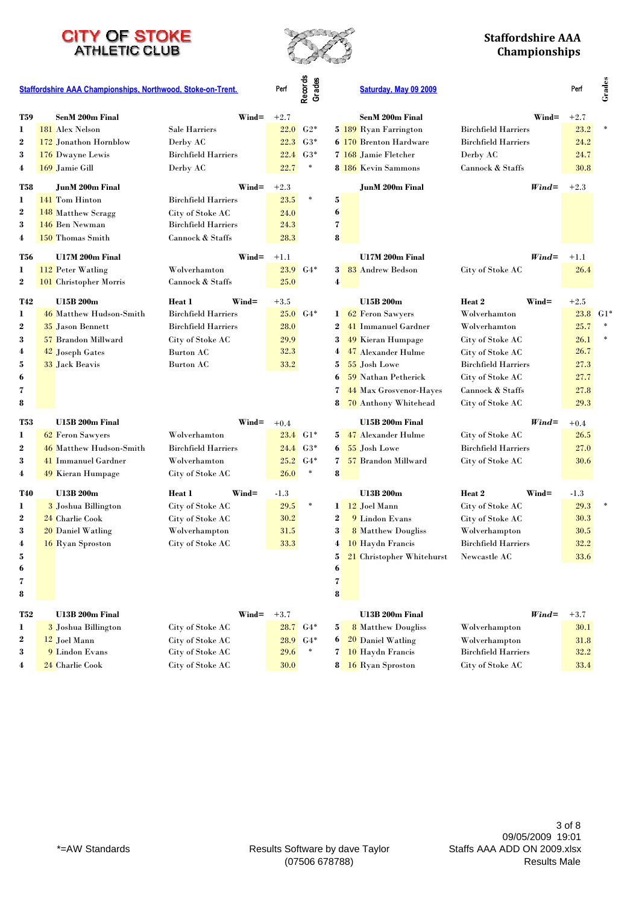# CITY OF STOKE ATHLETIC CLUB

## Staffordshire AAA Championships

**Staffordshire AAA Championships, Northwood, Stoke-on-Trent.** — **Saturday, May 09 2009**

### T59 SenM 200m Final (Wind= +2.7)

| Pos | No | Name | Club | Perf | Grades |
|---|---|---|---|---|---|
| 1 | 181 | Alex Nelson | Sale Harriers | 22.0 | G2* |
| 2 | 172 | Jonathon Hornblow | Derby AC | 22.3 | G3* |
| 3 | 176 | Dwayne Lewis | Birchfield Harriers | 22.4 | G3* |
| 4 | 169 | Jamie Gill | Derby AC | 22.7 | * |
| 5 | 189 | Ryan Farrington | Birchfield Harriers | 23.2 | * |
| 6 | 170 | Brenton Hardware | Birchfield Harriers | 24.2 | |
| 7 | 168 | Jamie Fletcher | Derby AC | 24.7 | |
| 8 | 186 | Kevin Sammons | Cannock & Staffs | 30.8 | |

### T58 JunM 200m Final (Wind= +2.3)

| Pos | No | Name | Club | Perf | Grades |
|---|---|---|---|---|---|
| 1 | 141 | Tom Hinton | Birchfield Harriers | 23.5 | * |
| 2 | 148 | Matthew Scragg | City of Stoke AC | 24.0 | |
| 3 | 146 | Ben Newman | Birchfield Harriers | 24.3 | |
| 4 | 150 | Thomas Smith | Cannock & Staffs | 28.3 | |
| 5 | | | | | |
| 6 | | | | | |
| 7 | | | | | |
| 8 | | | | | |

### T56 U17M 200m Final (Wind= +1.1)

| Pos | No | Name | Club | Perf | Grades |
|---|---|---|---|---|---|
| 1 | 112 | Peter Watling | Wolverhamton | 23.9 | G4* |
| 2 | 101 | Christopher Morris | Cannock & Staffs | 25.0 | |
| 3 | 83 | Andrew Bedson | City of Stoke AC | 26.4 | |
| 4 | | | | | |

### T42 U15B 200m Heat 1 (Wind= +3.5)

| Pos | No | Name | Club | Perf | Grades |
|---|---|---|---|---|---|
| 1 | 46 | Matthew Hudson-Smith | Birchfield Harriers | 25.0 | G4* |
| 2 | 35 | Jason Bennett | Birchfield Harriers | 28.0 | |
| 3 | 57 | Brandon Millward | City of Stoke AC | 29.9 | |
| 4 | 42 | Joseph Gates | Burton AC | 32.3 | |
| 5 | 33 | Jack Beavis | Burton AC | 33.2 | |
| 6 | | | | | |
| 7 | | | | | |
| 8 | | | | | |

### U15B 200m Heat 2 (Wind= +2.5)

| Pos | No | Name | Club | Perf | Grades |
|---|---|---|---|---|---|
| 1 | 62 | Feron Sawyers | Wolverhamton | 23.8 | G1* |
| 2 | 41 | Immanuel Gardner | Wolverhamton | 25.7 | * |
| 3 | 49 | Kieran Humpage | City of Stoke AC | 26.1 | * |
| 4 | 47 | Alexander Hulme | City of Stoke AC | 26.7 | |
| 5 | 55 | Josh Lowe | Birchfield Harriers | 27.3 | |
| 6 | 59 | Nathan Petherick | City of Stoke AC | 27.7 | |
| 7 | 44 | Max Grosvenor-Hayes | Cannock & Staffs | 27.8 | |
| 8 | 70 | Anthony Whitehead | City of Stoke AC | 29.3 | |

### T53 U15B 200m Final (Wind= +0.4)

| Pos | No | Name | Club | Perf | Grades |
|---|---|---|---|---|---|
| 1 | 62 | Feron Sawyers | Wolverhamton | 23.4 | G1* |
| 2 | 46 | Matthew Hudson-Smith | Birchfield Harriers | 24.4 | G3* |
| 3 | 41 | Immanuel Gardner | Wolverhamton | 25.2 | G4* |
| 4 | 49 | Kieran Humpage | City of Stoke AC | 26.0 | * |
| 5 | 47 | Alexander Hulme | City of Stoke AC | 26.5 | |
| 6 | 55 | Josh Lowe | Birchfield Harriers | 27.0 | |
| 7 | 57 | Brandon Millward | City of Stoke AC | 30.6 | |
| 8 | | | | | |

### T40 U13B 200m Heat 1 (Wind= -1.3)

| Pos | No | Name | Club | Perf | Grades |
|---|---|---|---|---|---|
| 1 | 3 | Joshua Billington | City of Stoke AC | 29.5 | * |
| 2 | 24 | Charlie Cook | City of Stoke AC | 30.2 | |
| 3 | 20 | Daniel Watling | Wolverhampton | 31.5 | |
| 4 | 16 | Ryan Sproston | City of Stoke AC | 33.3 | |
| 5 | | | | | |
| 6 | | | | | |
| 7 | | | | | |
| 8 | | | | | |

### U13B 200m Heat 2 (Wind= -1.3)

| Pos | No | Name | Club | Perf | Grades |
|---|---|---|---|---|---|
| 1 | 12 | Joel Mann | City of Stoke AC | 29.3 | * |
| 2 | 9 | Lindon Evans | City of Stoke AC | 30.3 | |
| 3 | 8 | Matthew Douglis | Wolverhampton | 30.5 | |
| 4 | 10 | Haydn Francis | Birchfield Harriers | 32.2 | |
| 5 | 21 | Christopher Whitehurst | Newcastle AC | 33.6 | |
| 6 | | | | | |
| 7 | | | | | |
| 8 | | | | | |

### T52 U13B 200m Final (Wind= +3.7)

| Pos | No | Name | Club | Perf | Grades |
|---|---|---|---|---|---|
| 1 | 3 | Joshua Billington | City of Stoke AC | 28.7 | G4* |
| 2 | 12 | Joel Mann | City of Stoke AC | 28.9 | G4* |
| 3 | 9 | Lindon Evans | City of Stoke AC | 29.6 | * |
| 4 | 24 | Charlie Cook | City of Stoke AC | 30.0 | |
| 5 | 8 | Matthew Douglis | Wolverhampton | 30.1 | |
| 6 | 20 | Daniel Watling | Wolverhampton | 31.8 | |
| 7 | 10 | Haydn Francis | Birchfield Harriers | 32.2 | |
| 8 | 16 | Ryan Sproston | City of Stoke AC | 33.4 | |

*=AW Standards

Results Software by dave Taylor (07506 678788)

09/05/2009 19:01
Staffs AAA ADD ON 2009.xlsx
Results Male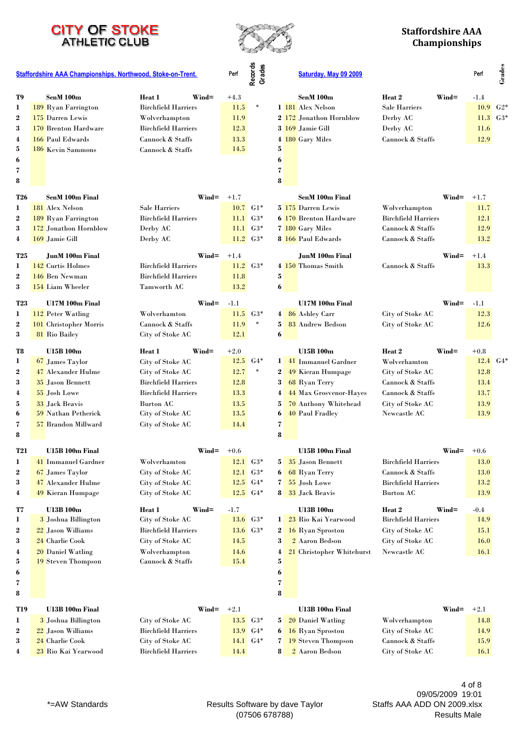# CITY OF STOKE ATHLETIC CLUB

## Staffordshire AAA Championships

**Staffordshire AAA Championships, Northwood, Stoke-on-Trent.** — **Saturday, May 09 2009**

### T9 SenM 100m

| Pos | No | Name | Club | Perf | Records/Grades |
|---|---|---|---|---|---|
| | | **Heat 1** | **Wind=** | +4.3 | |
| 1 | 189 | Ryan Farrington | Birchfield Harriers | 11.5 | * |
| 2 | 175 | Darren Lewis | Wolverhampton | 11.9 | |
| 3 | 170 | Brenton Hardware | Birchfield Harriers | 12.3 | |
| 4 | 166 | Paul Edwards | Cannock & Staffs | 13.3 | |
| 5 | 186 | Kevin Sammons | Cannock & Staffs | 14.5 | |
| 6 | | | | | |
| 7 | | | | | |
| 8 | | | | | |

| Pos | No | Name | Club | Perf | Grades |
|---|---|---|---|---|---|
| | | **Heat 2** | **Wind=** | -1.4 | |
| 1 | 181 | Alex Nelson | Sale Harriers | 10.9 | G2* |
| 2 | 172 | Jonathon Hornblow | Derby AC | 11.3 | G3* |
| 3 | 169 | Jamie Gill | Derby AC | 11.6 | |
| 4 | 180 | Gary Miles | Cannock & Staffs | 12.9 | |
| 5 | | | | | |
| 6 | | | | | |
| 7 | | | | | |
| 8 | | | | | |

### T26 SenM 100m Final — Wind= +1.7

| Pos | No | Name | Club | Perf | Grades |
|---|---|---|---|---|---|
| 1 | 181 | Alex Nelson | Sale Harriers | 10.7 | G1* |
| 2 | 189 | Ryan Farrington | Birchfield Harriers | 11.1 | G3* |
| 3 | 172 | Jonathon Hornblow | Derby AC | 11.1 | G3* |
| 4 | 169 | Jamie Gill | Derby AC | 11.2 | G3* |
| 5 | 175 | Darren Lewis | Wolverhampton | 11.7 | |
| 6 | 170 | Brenton Hardware | Birchfield Harriers | 12.1 | |
| 7 | 180 | Gary Miles | Cannock & Staffs | 12.9 | |
| 8 | 166 | Paul Edwards | Cannock & Staffs | 13.2 | |

### T25 JunM 100m Final — Wind= +1.4

| Pos | No | Name | Club | Perf | Grades |
|---|---|---|---|---|---|
| 1 | 142 | Curtis Holmes | Birchfield Harriers | 11.2 | G3* |
| 2 | 146 | Ben Newman | Birchfield Harriers | 11.8 | |
| 3 | 154 | Liam Wheeler | Tamworth AC | 13.2 | |
| 4 | 150 | Thomas Smith | Cannock & Staffs | 13.3 | |
| 5 | | | | | |
| 6 | | | | | |

### T23 U17M 100m Final — Wind= -1.1

| Pos | No | Name | Club | Perf | Grades |
|---|---|---|---|---|---|
| 1 | 112 | Peter Watling | Wolverhamton | 11.5 | G3* |
| 2 | 101 | Christopher Morris | Cannock & Staffs | 11.9 | * |
| 3 | 81 | Rio Bailey | City of Stoke AC | 12.1 | |
| 4 | 86 | Ashley Carr | City of Stoke AC | 12.3 | |
| 5 | 83 | Andrew Bedson | City of Stoke AC | 12.6 | |
| 6 | | | | | |

### T8 U15B 100m

| Pos | No | Name | Club | Perf | Records/Grades |
|---|---|---|---|---|---|
| | | **Heat 1** | **Wind=** | +2.0 | |
| 1 | 67 | James Taylor | City of Stoke AC | 12.5 | G4* |
| 2 | 47 | Alexander Hulme | City of Stoke AC | 12.7 | * |
| 3 | 35 | Jason Bennett | Birchfield Harriers | 12.8 | |
| 4 | 55 | Josh Lowe | Birchfield Harriers | 13.3 | |
| 5 | 33 | Jack Beavis | Burton AC | 13.5 | |
| 6 | 59 | Nathan Petherick | City of Stoke AC | 13.5 | |
| 7 | 57 | Brandon Millward | City of Stoke AC | 14.4 | |
| 8 | | | | | |

| Pos | No | Name | Club | Perf | Grades |
|---|---|---|---|---|---|
| | | **Heat 2** | **Wind=** | +0.8 | |
| 1 | 41 | Immanuel Gardner | Wolverhamton | 12.4 | G4* |
| 2 | 49 | Kieran Humpage | City of Stoke AC | 12.8 | |
| 3 | 68 | Ryan Terry | Cannock & Staffs | 13.4 | |
| 4 | 44 | Max Grosvenor-Hayes | Cannock & Staffs | 13.7 | |
| 5 | 70 | Anthony Whitehead | City of Stoke AC | 13.9 | |
| 6 | 40 | Paul Fradley | Newcastle AC | 13.9 | |
| 7 | | | | | |
| 8 | | | | | |

### T21 U15B 100m Final — Wind= +0.6

| Pos | No | Name | Club | Perf | Grades |
|---|---|---|---|---|---|
| 1 | 41 | Immanuel Gardner | Wolverhamton | 12.1 | G3* |
| 2 | 67 | James Taylor | City of Stoke AC | 12.1 | G3* |
| 3 | 47 | Alexander Hulme | City of Stoke AC | 12.5 | G4* |
| 4 | 49 | Kieran Humpage | City of Stoke AC | 12.5 | G4* |
| 5 | 35 | Jason Bennett | Birchfield Harriers | 13.0 | |
| 6 | 68 | Ryan Terry | Cannock & Staffs | 13.0 | |
| 7 | 55 | Josh Lowe | Birchfield Harriers | 13.2 | |
| 8 | 33 | Jack Beavis | Burton AC | 13.9 | |

### T7 U13B 100m

| Pos | No | Name | Club | Perf | Records/Grades |
|---|---|---|---|---|---|
| | | **Heat 1** | **Wind=** | -1.7 | |
| 1 | 3 | Joshua Billington | City of Stoke AC | 13.6 | G3* |
| 2 | 22 | Jason Williams | Birchfield Harriers | 13.6 | G3* |
| 3 | 24 | Charlie Cook | City of Stoke AC | 14.5 | |
| 4 | 20 | Daniel Watling | Wolverhampton | 14.6 | |
| 5 | 19 | Steven Thompson | Cannock & Staffs | 15.4 | |
| 6 | | | | | |
| 7 | | | | | |
| 8 | | | | | |

| Pos | No | Name | Club | Perf | Grades |
|---|---|---|---|---|---|
| | | **Heat 2** | **Wind=** | -0.4 | |
| 1 | 23 | Rio Kai Yearwood | Birchfield Harriers | 14.9 | |
| 2 | 16 | Ryan Sproston | City of Stoke AC | 15.1 | |
| 3 | 2 | Aaron Bedson | City of Stoke AC | 16.0 | |
| 4 | 21 | Christopher Whitehurst | Newcastle AC | 16.1 | |
| 5 | | | | | |
| 6 | | | | | |
| 7 | | | | | |
| 8 | | | | | |

### T19 U13B 100m Final — Wind= +2.1

| Pos | No | Name | Club | Perf | Grades |
|---|---|---|---|---|---|
| 1 | 3 | Joshua Billington | City of Stoke AC | 13.5 | G3* |
| 2 | 22 | Jason Williams | Birchfield Harriers | 13.9 | G4* |
| 3 | 24 | Charlie Cook | City of Stoke AC | 14.1 | G4* |
| 4 | 23 | Rio Kai Yearwood | Birchfield Harriers | 14.4 | |
| 5 | 20 | Daniel Watling | Wolverhampton | 14.8 | |
| 6 | 16 | Ryan Sproston | City of Stoke AC | 14.9 | |
| 7 | 19 | Steven Thompson | Cannock & Staffs | 15.9 | |
| 8 | 2 | Aaron Bedson | City of Stoke AC | 16.1 | |

*=AW Standards

Results Software by dave Taylor (07506 678788)

09/05/2009 19:01
Staffs AAA ADD ON 2009.xlsx
Results Male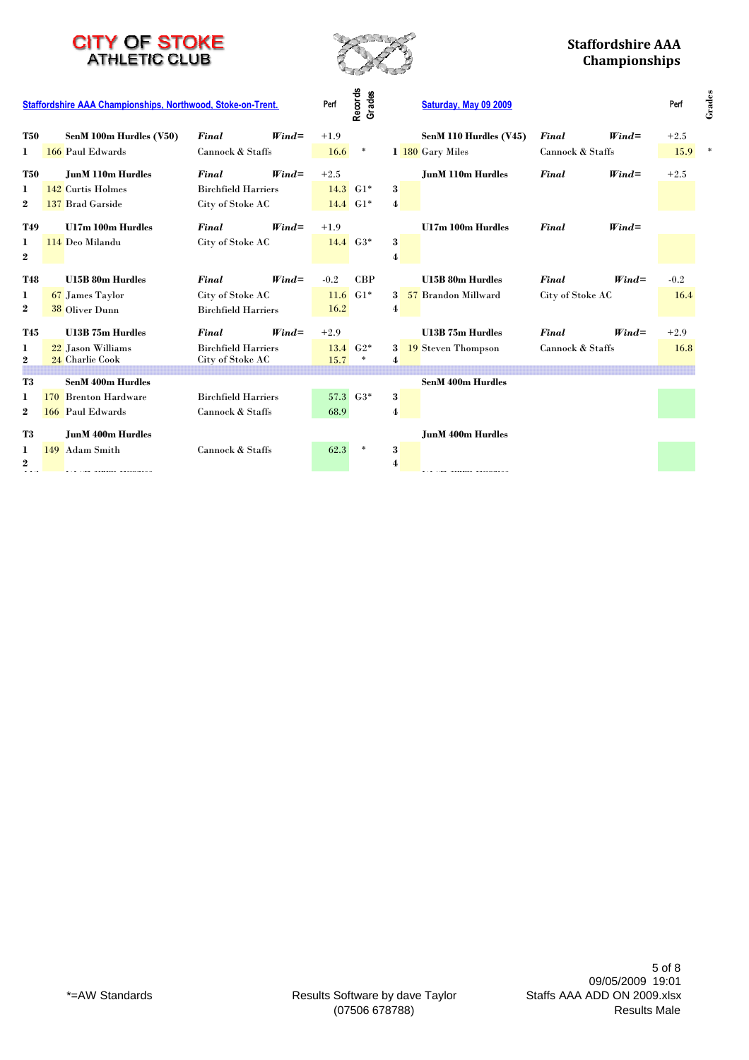# CITY OF STOKE ATHLETIC CLUB

## Staffordshire AAA Championships

**Staffordshire AAA Championships, Northwood, Stoke-on-Trent.** — **Saturday, May 09 2009**

| | | | | Perf | Records Grades |
|---|---|---|---|---|---|
| **T50** | **SenM 100m Hurdles (V50)** | ***Final*** | ***Wind=*** | +1.9 | |
| 1 | 166 Paul Edwards | Cannock & Staffs | | 16.6 | * |
| **T50** | **JunM 110m Hurdles** | ***Final*** | ***Wind=*** | +2.5 | |
| 1 | 142 Curtis Holmes | Birchfield Harriers | | 14.3 | G1* |
| 2 | 137 Brad Garside | City of Stoke AC | | 14.4 | G1* |
| **T49** | **U17m 100m Hurdles** | ***Final*** | ***Wind=*** | +1.9 | |
| 1 | 114 Deo Milandu | City of Stoke AC | | 14.4 | G3* |
| 2 | | | | | |
| **T48** | **U15B 80m Hurdles** | ***Final*** | ***Wind=*** | -0.2 | CBP |
| 1 | 67 James Taylor | City of Stoke AC | | 11.6 | G1* |
| 2 | 38 Oliver Dunn | Birchfield Harriers | | 16.2 | |
| **T45** | **U13B 75m Hurdles** | ***Final*** | ***Wind=*** | +2.9 | |
| 1 | 22 Jason Williams | Birchfield Harriers | | 13.4 | G2* |
| 2 | 24 Charlie Cook | City of Stoke AC | | 15.7 | * |
| **T3** | **SenM 400m Hurdles** | | | | |
| 1 | 170 Brenton Hardware | Birchfield Harriers | | 57.3 | G3* |
| 2 | 166 Paul Edwards | Cannock & Staffs | | 68.9 | |
| **T3** | **JunM 400m Hurdles** | | | | |
| 1 | 149 Adam Smith | Cannock & Staffs | | 62.3 | * |
| 2 | | | | | |

| | | | | Perf | Grades |
|---|---|---|---|---|---|
| | **SenM 110 Hurdles (V45)** | ***Final*** | ***Wind=*** | +2.5 | |
| 1 | 180 Gary Miles | Cannock & Staffs | | 15.9 | * |
| | **JunM 110m Hurdles** | ***Final*** | ***Wind=*** | +2.5 | |
| 3 | | | | | |
| 4 | | | | | |
| | **U17m 100m Hurdles** | ***Final*** | ***Wind=*** | | |
| 3 | | | | | |
| 4 | | | | | |
| | **U15B 80m Hurdles** | ***Final*** | ***Wind=*** | -0.2 | |
| 3 | 57 Brandon Millward | City of Stoke AC | | 16.4 | |
| 4 | | | | | |
| | **U13B 75m Hurdles** | ***Final*** | ***Wind=*** | +2.9 | |
| 3 | 19 Steven Thompson | Cannock & Staffs | | 16.8 | |
| 4 | | | | | |
| | **SenM 400m Hurdles** | | | | |
| 3 | | | | | |
| 4 | | | | | |
| | **JunM 400m Hurdles** | | | | |
| 3 | | | | | |
| 4 | | | | | |

*=AW Standards

Results Software by dave Taylor (07506 678788)

09/05/2009 19:01
Staffs AAA ADD ON 2009.xlsx
Results Male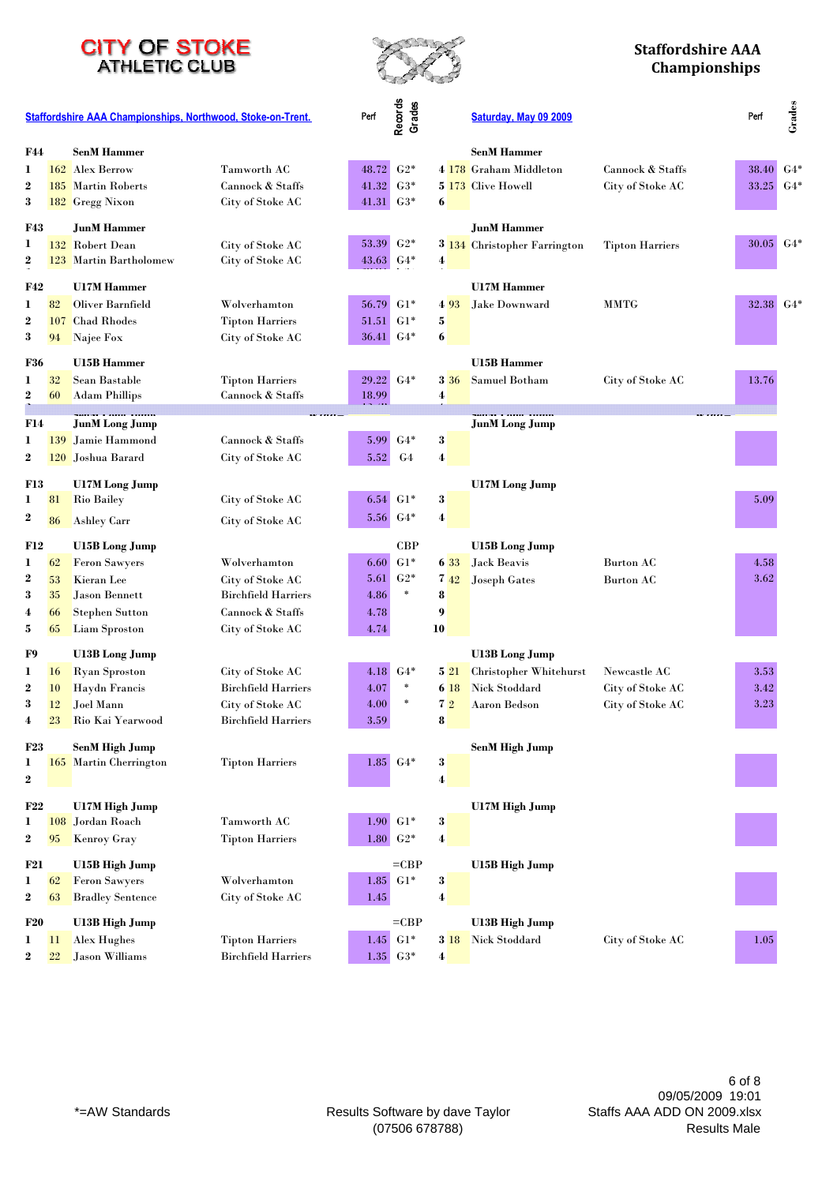# CITY OF STOKE ATHLETIC CLUB

## Staffordshire AAA Championships

**Staffordshire AAA Championships, Northwood, Stoke-on-Trent.** — **Saturday, May 09 2009**

| Event | Pos | No | Name | Club | Perf | Records Grades | Pos | No | Name | Club | Perf | Grades |
|---|---|---|---|---|---|---|---|---|---|---|---|---|
| F44 | | | **SenM Hammer** | | | | | | **SenM Hammer** | | | |
| | 1 | 162 | Alex Berrow | Tamworth AC | 48.72 | G2* | 4 | 178 | Graham Middleton | Cannock & Staffs | 38.40 | G4* |
| | 2 | 185 | Martin Roberts | Cannock & Staffs | 41.32 | G3* | 5 | 173 | Clive Howell | City of Stoke AC | 33.25 | G4* |
| | 3 | 182 | Gregg Nixon | City of Stoke AC | 41.31 | G3* | 6 | | | | | |
| F43 | | | **JunM Hammer** | | | | | | **JunM Hammer** | | | |
| | 1 | 132 | Robert Dean | City of Stoke AC | 53.39 | G2* | 3 | 134 | Christopher Farrington | Tipton Harriers | 30.05 | G4* |
| | 2 | 123 | Martin Bartholomew | City of Stoke AC | 43.63 | G4* | 4 | | | | | |
| F42 | | | **U17M Hammer** | | | | | | **U17M Hammer** | | | |
| | 1 | 82 | Oliver Barnfield | Wolverhamton | 56.79 | G1* | 4 | 93 | Jake Downward | MMTG | 32.38 | G4* |
| | 2 | 107 | Chad Rhodes | Tipton Harriers | 51.51 | G1* | 5 | | | | | |
| | 3 | 94 | Najee Fox | City of Stoke AC | 36.41 | G4* | 6 | | | | | |
| F36 | | | **U15B Hammer** | | | | | | **U15B Hammer** | | | |
| | 1 | 32 | Sean Bastable | Tipton Harriers | 29.22 | G4* | 3 | 36 | Samuel Botham | City of Stoke AC | 13.76 | |
| | 2 | 60 | Adam Phillips | Cannock & Staffs | 18.99 | | 4 | | | | | |
| F14 | | | **JunM Long Jump** | | | | | | **JunM Long Jump** | | | |
| | 1 | 139 | Jamie Hammond | Cannock & Staffs | 5.99 | G4* | 3 | | | | | |
| | 2 | 120 | Joshua Barard | City of Stoke AC | 5.52 | G4 | 4 | | | | | |
| F13 | | | **U17M Long Jump** | | | | | | **U17M Long Jump** | | | |
| | 1 | 81 | Rio Bailey | City of Stoke AC | 6.54 | G1* | 3 | | | | 5.09 | |
| | 2 | 86 | Ashley Carr | City of Stoke AC | 5.56 | G4* | 4 | | | | | |
| F12 | | | **U15B Long Jump** | | | CBP | | | **U15B Long Jump** | | | |
| | 1 | 62 | Feron Sawyers | Wolverhamton | 6.60 | G1* | 6 | 33 | Jack Beavis | Burton AC | 4.58 | |
| | 2 | 53 | Kieran Lee | City of Stoke AC | 5.61 | G2* | 7 | 42 | Joseph Gates | Burton AC | 3.62 | |
| | 3 | 35 | Jason Bennett | Birchfield Harriers | 4.86 | * | 8 | | | | | |
| | 4 | 66 | Stephen Sutton | Cannock & Staffs | 4.78 | | 9 | | | | | |
| | 5 | 65 | Liam Sproston | City of Stoke AC | 4.74 | | 10 | | | | | |
| F9 | | | **U13B Long Jump** | | | | | | **U13B Long Jump** | | | |
| | 1 | 16 | Ryan Sproston | City of Stoke AC | 4.18 | G4* | 5 | 21 | Christopher Whitehurst | Newcastle AC | 3.53 | |
| | 2 | 10 | Haydn Francis | Birchfield Harriers | 4.07 | * | 6 | 18 | Nick Stoddard | City of Stoke AC | 3.42 | |
| | 3 | 12 | Joel Mann | City of Stoke AC | 4.00 | * | 7 | 2 | Aaron Bedson | City of Stoke AC | 3.23 | |
| | 4 | 23 | Rio Kai Yearwood | Birchfield Harriers | 3.59 | | 8 | | | | | |
| F23 | | | **SenM High Jump** | | | | | | **SenM High Jump** | | | |
| | 1 | 165 | Martin Cherrington | Tipton Harriers | 1.85 | G4* | 3 | | | | | |
| | 2 | | | | | | 4 | | | | | |
| F22 | | | **U17M High Jump** | | | | | | **U17M High Jump** | | | |
| | 1 | 108 | Jordan Roach | Tamworth AC | 1.90 | G1* | 3 | | | | | |
| | 2 | 95 | Kenroy Gray | Tipton Harriers | 1.80 | G2* | 4 | | | | | |
| F21 | | | **U15B High Jump** | | | =CBP | | | **U15B High Jump** | | | |
| | 1 | 62 | Feron Sawyers | Wolverhamton | 1.85 | G1* | 3 | | | | | |
| | 2 | 63 | Bradley Sentence | City of Stoke AC | 1.45 | | 4 | | | | | |
| F20 | | | **U13B High Jump** | | | =CBP | | | **U13B High Jump** | | | |
| | 1 | 11 | Alex Hughes | Tipton Harriers | 1.45 | G1* | 3 | 18 | Nick Stoddard | City of Stoke AC | 1.05 | |
| | 2 | 22 | Jason Williams | Birchfield Harriers | 1.35 | G3* | 4 | | | | | |

*=AW Standards

Results Software by dave Taylor (07506 678788)

09/05/2009 19:01
Staffs AAA ADD ON 2009.xlsx
Results Male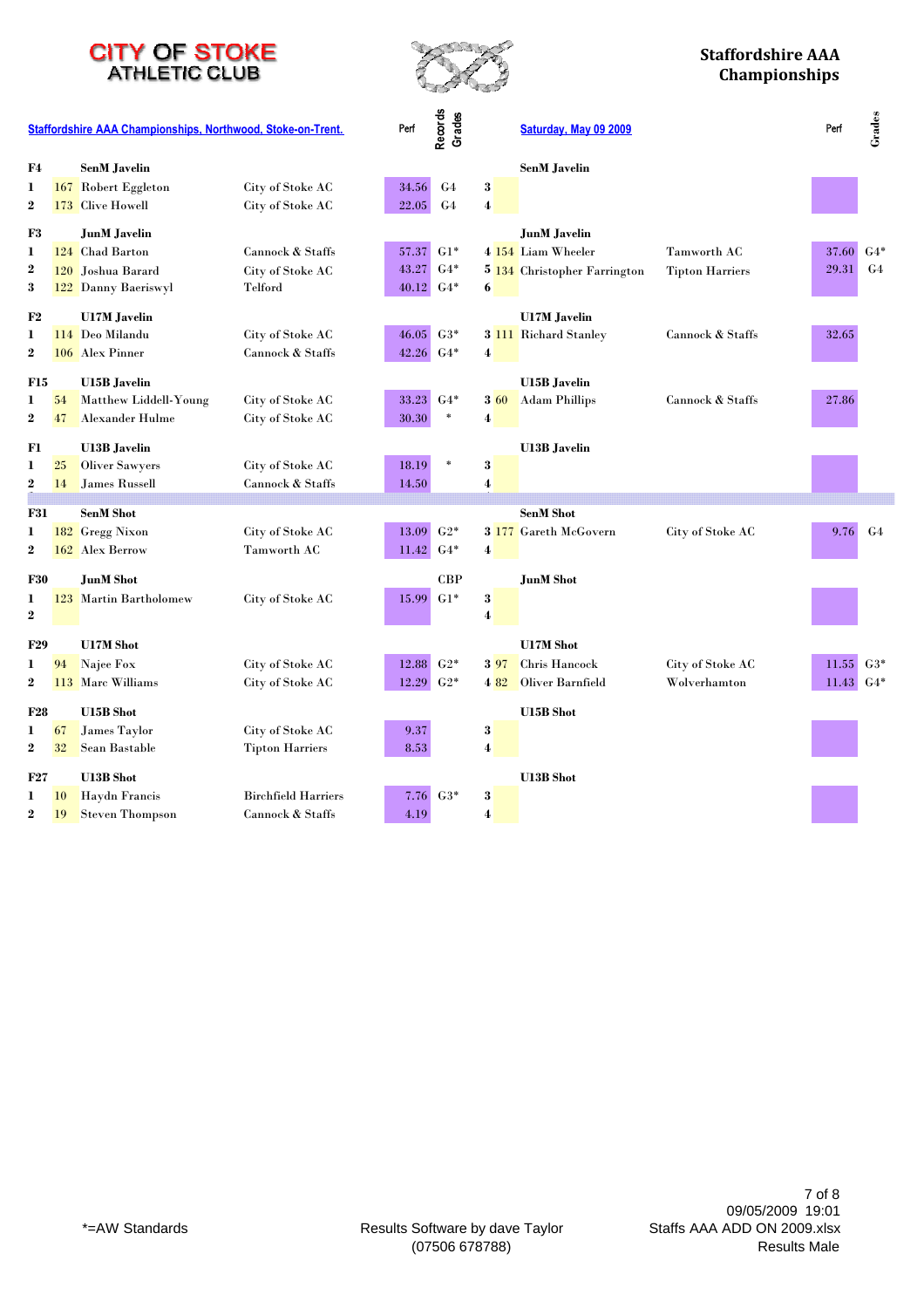# CITY OF STOKE ATHLETIC CLUB

## Staffordshire AAA Championships

**Staffordshire AAA Championships, Northwood, Stoke-on-Trent.** | **Saturday, May 09 2009**

| Event | Pos | No | Name | Club | Perf | Records Grades | Pos | No | Name | Club | Perf | Grades |
|---|---|---|---|---|---|---|---|---|---|---|---|---|
| **F4** | | | **SenM Javelin** | | | | | | **SenM Javelin** | | | |
| | 1 | 167 | Robert Eggleton | City of Stoke AC | 34.56 | G4 | 3 | | | | | |
| | 2 | 173 | Clive Howell | City of Stoke AC | 22.05 | G4 | 4 | | | | | |
| **F3** | | | **JunM Javelin** | | | | | | **JunM Javelin** | | | |
| | 1 | 124 | Chad Barton | Cannock & Staffs | 57.37 | G1* | 4 | 154 | Liam Wheeler | Tamworth AC | 37.60 | G4* |
| | 2 | 120 | Joshua Barard | City of Stoke AC | 43.27 | G4* | 5 | 134 | Christopher Farrington | Tipton Harriers | 29.31 | G4 |
| | 3 | 122 | Danny Baeriswyl | Telford | 40.12 | G4* | 6 | | | | | |
| **F2** | | | **U17M Javelin** | | | | | | **U17M Javelin** | | | |
| | 1 | 114 | Deo Milandu | City of Stoke AC | 46.05 | G3* | 3 | 111 | Richard Stanley | Cannock & Staffs | 32.65 | |
| | 2 | 106 | Alex Pinner | Cannock & Staffs | 42.26 | G4* | 4 | | | | | |
| **F15** | | | **U15B Javelin** | | | | | | **U15B Javelin** | | | |
| | 1 | 54 | Matthew Liddell-Young | City of Stoke AC | 33.23 | G4* | 3 | 60 | Adam Phillips | Cannock & Staffs | 27.86 | |
| | 2 | 47 | Alexander Hulme | City of Stoke AC | 30.30 | * | 4 | | | | | |
| **F1** | | | **U13B Javelin** | | | | | | **U13B Javelin** | | | |
| | 1 | 25 | Oliver Sawyers | City of Stoke AC | 18.19 | * | 3 | | | | | |
| | 2 | 14 | James Russell | Cannock & Staffs | 14.50 | | 4 | | | | | |
| **F31** | | | **SenM Shot** | | | | | | **SenM Shot** | | | |
| | 1 | 182 | Gregg Nixon | City of Stoke AC | 13.09 | G2* | 3 | 177 | Gareth McGovern | City of Stoke AC | 9.76 | G4 |
| | 2 | 162 | Alex Berrow | Tamworth AC | 11.42 | G4* | 4 | | | | | |
| **F30** | | | **JunM Shot** | | | CBP | | | **JunM Shot** | | | |
| | 1 | 123 | Martin Bartholomew | City of Stoke AC | 15.99 | G1* | 3 | | | | | |
| | 2 | | | | | | 4 | | | | | |
| **F29** | | | **U17M Shot** | | | | | | **U17M Shot** | | | |
| | 1 | 94 | Najee Fox | City of Stoke AC | 12.88 | G2* | 3 | 97 | Chris Hancock | City of Stoke AC | 11.55 | G3* |
| | 2 | 113 | Marc Williams | City of Stoke AC | 12.29 | G2* | 4 | 82 | Oliver Barnfield | Wolverhamton | 11.43 | G4* |
| **F28** | | | **U15B Shot** | | | | | | **U15B Shot** | | | |
| | 1 | 67 | James Taylor | City of Stoke AC | 9.37 | | 3 | | | | | |
| | 2 | 32 | Sean Bastable | Tipton Harriers | 8.53 | | 4 | | | | | |
| **F27** | | | **U13B Shot** | | | | | | **U13B Shot** | | | |
| | 1 | 10 | Haydn Francis | Birchfield Harriers | 7.76 | G3* | 3 | | | | | |
| | 2 | 19 | Steven Thompson | Cannock & Staffs | 4.19 | | 4 | | | | | |

*=AW Standards

Results Software by dave Taylor (07506 678788)

09/05/2009 19:01
Staffs AAA ADD ON 2009.xlsx
Results Male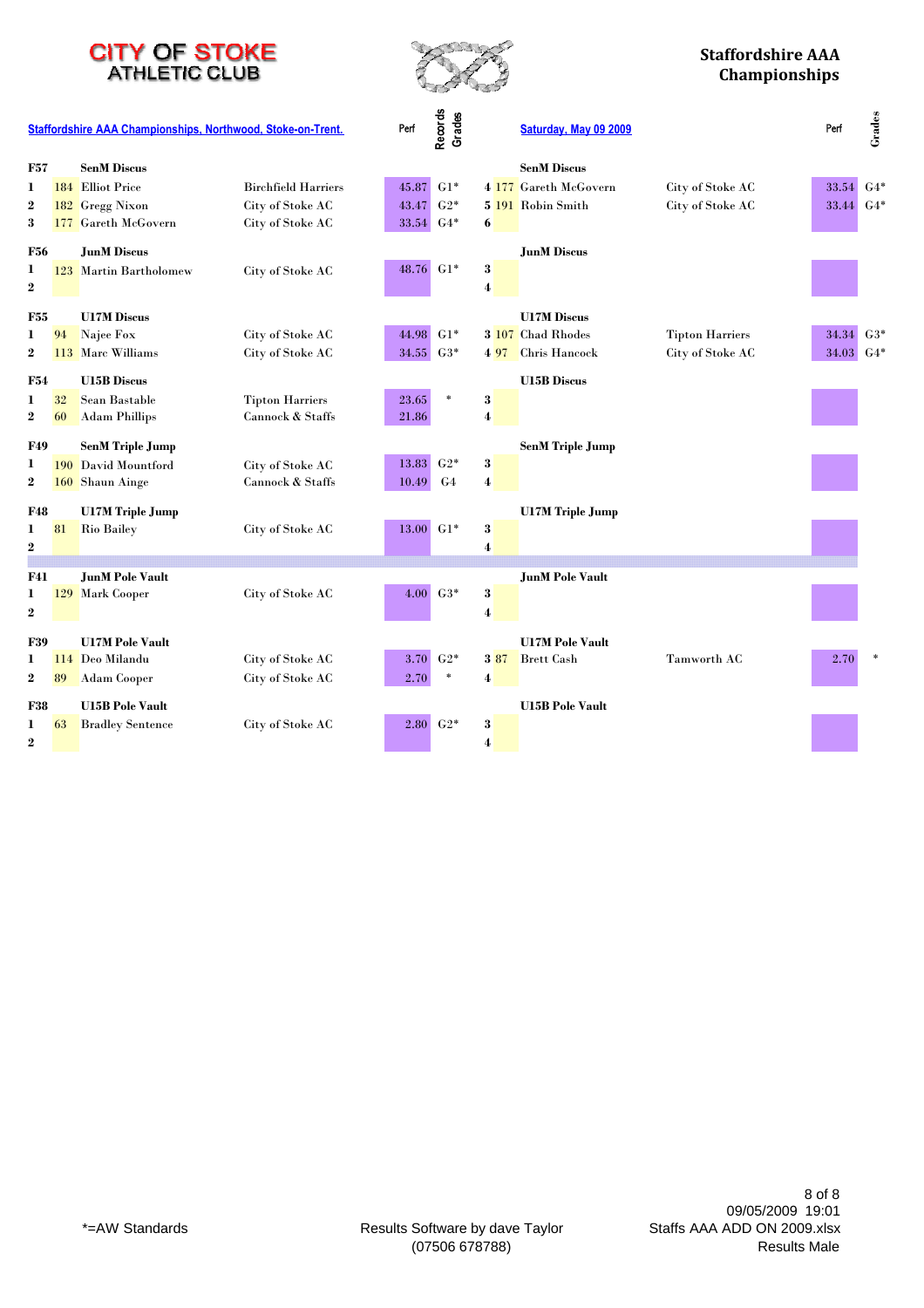# CITY OF STOKE ATHLETIC CLUB

## Staffordshire AAA Championships

**Staffordshire AAA Championships, Northwood, Stoke-on-Trent.** — **Saturday, May 09 2009**

| Event | Pos | No. | Name | Club | Perf | Records Grades | Pos | No. | Name | Club | Perf | Grades |
|---|---|---|---|---|---|---|---|---|---|---|---|---|
| F57 | | | **SenM Discus** | | | | | | **SenM Discus** | | | |
| | 1 | 184 | Elliot Price | Birchfield Harriers | 45.87 | G1* | 4 | 177 | Gareth McGovern | City of Stoke AC | 33.54 | G4* |
| | 2 | 182 | Gregg Nixon | City of Stoke AC | 43.47 | G2* | 5 | 191 | Robin Smith | City of Stoke AC | 33.44 | G4* |
| | 3 | 177 | Gareth McGovern | City of Stoke AC | 33.54 | G4* | 6 | | | | | |
| F56 | | | **JunM Discus** | | | | | | **JunM Discus** | | | |
| | 1 | 123 | Martin Bartholomew | City of Stoke AC | 48.76 | G1* | 3 | | | | | |
| | 2 | | | | | | 4 | | | | | |
| F55 | | | **U17M Discus** | | | | | | **U17M Discus** | | | |
| | 1 | 94 | Najee Fox | City of Stoke AC | 44.98 | G1* | 3 | 107 | Chad Rhodes | Tipton Harriers | 34.34 | G3* |
| | 2 | 113 | Marc Williams | City of Stoke AC | 34.55 | G3* | 4 | 97 | Chris Hancock | City of Stoke AC | 34.03 | G4* |
| F54 | | | **U15B Discus** | | | | | | **U15B Discus** | | | |
| | 1 | 32 | Sean Bastable | Tipton Harriers | 23.65 | * | 3 | | | | | |
| | 2 | 60 | Adam Phillips | Cannock & Staffs | 21.86 | | 4 | | | | | |
| F49 | | | **SenM Triple Jump** | | | | | | **SenM Triple Jump** | | | |
| | 1 | 190 | David Mountford | City of Stoke AC | 13.83 | G2* | 3 | | | | | |
| | 2 | 160 | Shaun Ainge | Cannock & Staffs | 10.49 | G4 | 4 | | | | | |
| F48 | | | **U17M Triple Jump** | | | | | | **U17M Triple Jump** | | | |
| | 1 | 81 | Rio Bailey | City of Stoke AC | 13.00 | G1* | 3 | | | | | |
| | 2 | | | | | | 4 | | | | | |
| F41 | | | **JunM Pole Vault** | | | | | | **JunM Pole Vault** | | | |
| | 1 | 129 | Mark Cooper | City of Stoke AC | 4.00 | G3* | 3 | | | | | |
| | 2 | | | | | | 4 | | | | | |
| F39 | | | **U17M Pole Vault** | | | | | | **U17M Pole Vault** | | | |
| | 1 | 114 | Deo Milandu | City of Stoke AC | 3.70 | G2* | 3 | 87 | Brett Cash | Tamworth AC | 2.70 | * |
| | 2 | 89 | Adam Cooper | City of Stoke AC | 2.70 | * | 4 | | | | | |
| F38 | | | **U15B Pole Vault** | | | | | | **U15B Pole Vault** | | | |
| | 1 | 63 | Bradley Sentence | City of Stoke AC | 2.80 | G2* | 3 | | | | | |
| | 2 | | | | | | 4 | | | | | |

*=AW Standards

Results Software by dave Taylor (07506 678788)

09/05/2009 19:01
Staffs AAA ADD ON 2009.xlsx
Results Male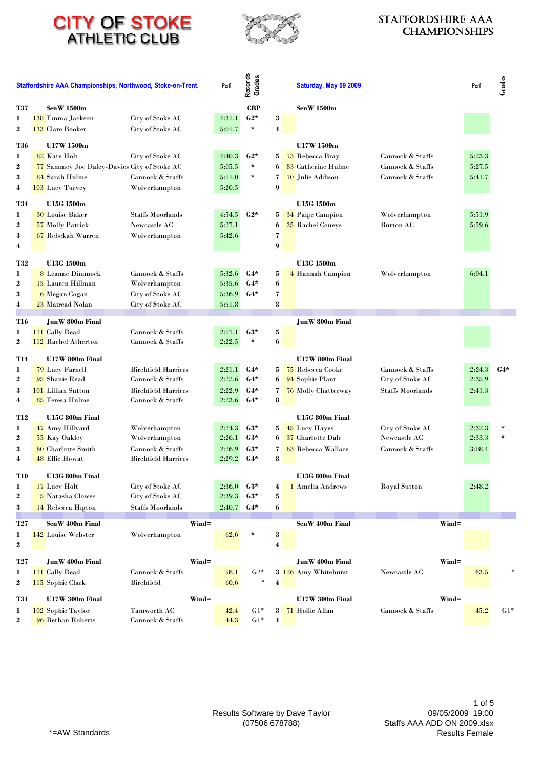# CITY OF STOKE ATHLETIC CLUB

# STAFFORDSHIRE AAA CHAMPIONSHIPS

**Staffordshire AAA Championships, Northwood, Stoke-on-Trent.** — **Saturday, May 09 2009**

| Pos | No | Name | Club | Perf | Records Grades | Pos | No | Name | Club | Perf | Grades |
|---|---|---|---|---|---|---|---|---|---|---|---|
| **T37** | | **SenW 1500m** | | | **CBP** | | | **SenW 1500m** | | | |
| 1 | 138 | Emma Jackson | City of Stoke AC | 4:31.1 | G2* | 3 | | | | | |
| 2 | 133 | Clare Booker | City of Stoke AC | 5:01.7 | * | 4 | | | | | |
| **T36** | | **U17W 1500m** | | | | | | **U17W 1500m** | | | |
| 1 | 82 | Kate Holt | City of Stoke AC | 4:40.3 | G2* | 5 | 73 | Rebecca Bray | Cannock & Staffs | 5:23.3 | |
| 2 | 77 | Sammey Joe Daley-Davies | City of Stoke AC | 5:05.5 | * | 6 | 83 | Catherine Hulme | Cannock & Staffs | 5:27.5 | |
| 3 | 84 | Sarah Hulme | Cannock & Staffs | 5:11.0 | * | 7 | 70 | Julie Addison | Cannock & Staffs | 5:41.7 | |
| 4 | 103 | Lucy Turvey | Wolverhampton | 5:20.5 | | 9 | | | | | |
| **T34** | | **U15G 1500m** | | | | | | **U15G 1500m** | | | |
| 1 | 30 | Louise Baker | Staffs Moorlands | 4:54.5 | G2* | 5 | 34 | Paige Campion | Wolverhampton | 5:51.9 | |
| 2 | 57 | Molly Patrick | Newcastle AC | 5:27.1 | | 6 | 35 | Rachel Coneys | Burton AC | 5:59.6 | |
| 3 | 67 | Rebekah Warren | Wolverhampton | 5:42.6 | | 7 | | | | | |
| 4 | | | | | | 9 | | | | | |
| **T32** | | **U13G 1500m** | | | | | | **U13G 1500m** | | | |
| 1 | 8 | Leanne Dimmock | Cannock & Staffs | 5:32.6 | G4* | 5 | 4 | Hannah Campion | Wolverhampton | 6:04.1 | |
| 2 | 15 | Lauren Hillman | Wolverhampton | 5:35.6 | G4* | 6 | | | | | |
| 3 | 6 | Megan Cogan | City of Stoke AC | 5:36.9 | G4* | 7 | | | | | |
| 4 | 23 | Mairead Nolan | City of Stoke AC | 5:51.8 | | 8 | | | | | |
| **T16** | | **JunW 800m Final** | | | | | | **JunW 800m Final** | | | |
| 1 | 121 | Cally Read | Cannock & Staffs | 2:17.1 | G3* | 5 | | | | | |
| 2 | 112 | Rachel Atherton | Cannock & Staffs | 2:22.5 | * | 6 | | | | | |
| **T14** | | **U17W 800m Final** | | | | | | **U17W 800m Final** | | | |
| 1 | 79 | Lucy Farnell | Birchfield Harriers | 2:21.1 | G4* | 5 | 75 | Rebecca Cooke | Cannock & Staffs | 2:24.3 | G4* |
| 2 | 95 | Shanie Read | Cannock & Staffs | 2:22.6 | G4* | 6 | 94 | Sophie Plant | City of Stoke AC | 2:35.9 | |
| 3 | 101 | Lillian Sutton | Birchfield Harriers | 2:22.9 | G4* | 7 | 76 | Molly Chatterway | Staffs Moorlands | 2:41.3 | |
| 4 | 85 | Teresa Hulme | Cannock & Staffs | 2:23.6 | G4* | 8 | | | | | |
| **T12** | | **U15G 800m Final** | | | | | | **U15G 800m Final** | | | |
| 1 | 47 | Amy Hillyard | Wolverhampton | 2:24.3 | G3* | 5 | 45 | Lucy Hayes | City of Stoke AC | 2:32.3 | * |
| 2 | 55 | Kay Oakley | Wolverhampton | 2:26.1 | G3* | 6 | 37 | Charlotte Dale | Newcastle AC | 2:33.3 | * |
| 3 | 60 | Charlotte Smith | Cannock & Staffs | 2:26.9 | G3* | 7 | 63 | Rebecca Wallace | Cannock & Staffs | 3:08.4 | |
| 4 | 48 | Ellie Howat | Birchfield Harriers | 2:29.2 | G4* | 8 | | | | | |
| **T10** | | **U13G 800m Final** | | | | | | **U13G 800m Final** | | | |
| 1 | 17 | Lucy Holt | City of Stoke AC | 2:36.0 | G3* | 4 | 1 | Amelia Andrews | Royal Sutton | 2:48.2 | |
| 2 | 5 | Natasha Clowes | City of Stoke AC | 2:39.3 | G3* | 5 | | | | | |
| 3 | 14 | Rebecca Higton | Staffs Moorlands | 2:40.7 | G4* | 6 | | | | | |
| **T27** | | **SenW 400m Final** | Wind= | | | | | **SenW 400m Final** | Wind= | | |
| 1 | 142 | Louise Webster | Wolverhampton | 62.6 | * | 3 | | | | | |
| 2 | | | | | | 4 | | | | | |
| **T27** | | **JunW 400m Final** | Wind= | | | | | **JunW 400m Final** | Wind= | | |
| 1 | 121 | Cally Read | Cannock & Staffs | 58.1 | G2* | 3 | 126 | Amy Whitehurst | Newcastle AC | 63.5 | * |
| 2 | 115 | Sophie Clark | Birchfield | 60.6 | * | 4 | | | | | |
| **T31** | | **U17W 300m Final** | Wind= | | | | | **U17W 300m Final** | Wind= | | |
| 1 | 102 | Sophie Taylor | Tamworth AC | 42.4 | G1* | 3 | 71 | Hollie Allan | Cannock & Staffs | 45.2 | G1* |
| 2 | 96 | Bethan Roberts | Cannock & Staffs | 44.3 | G1* | 4 | | | | | |

*=AW Standards

Results Software by Dave Taylor (07506 678788)

09/05/2009 19:00
Staffs AAA ADD ON 2009.xlsx
Results Female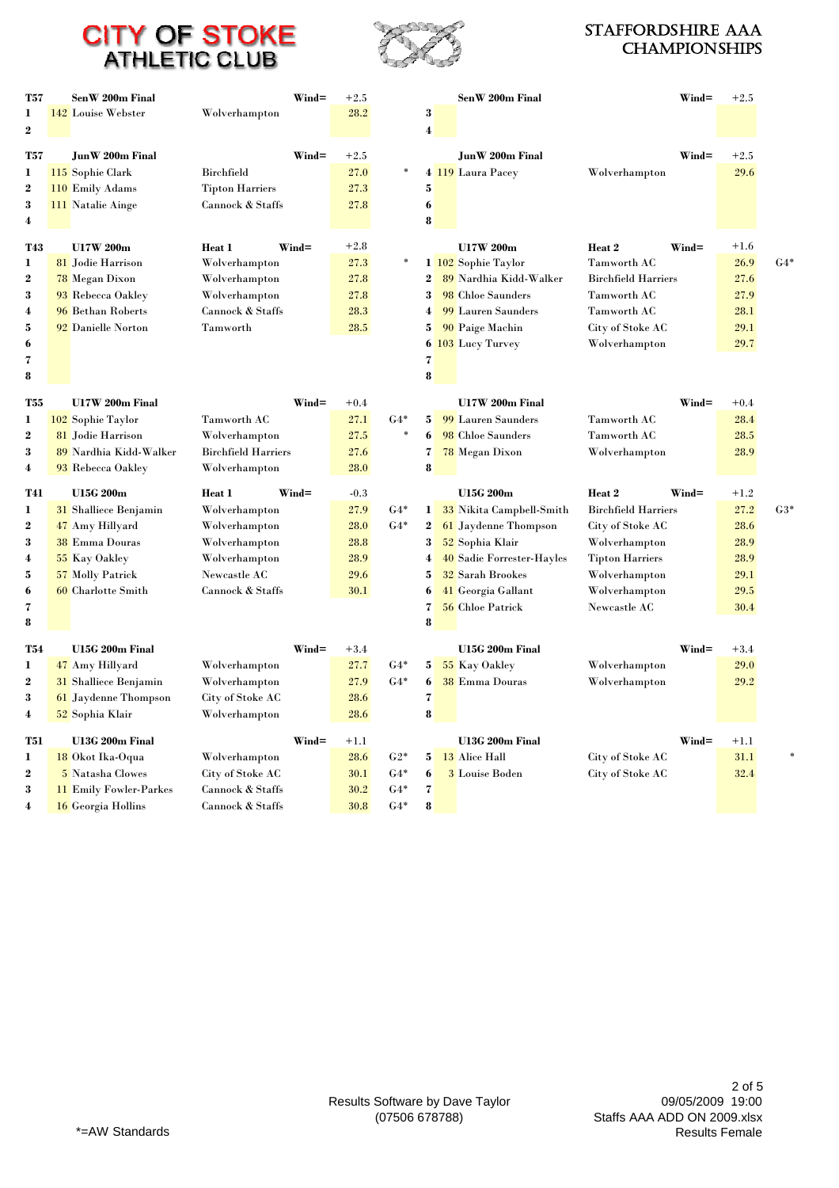# CITY OF STOKE ATHLETIC CLUB

## STAFFORDSHIRE AAA CHAMPIONSHIPS

### T57 SenW 200m Final — Wind= +2.5

| Pos | No | Name | Club | Time | |
|---|---|---|---|---|---|
| 1 | 142 | Louise Webster | Wolverhampton | 28.2 | |
| 2 | | | | | |
| 3 | | | | | |
| 4 | | | | | |

### T57 JunW 200m Final — Wind= +2.5

| Pos | No | Name | Club | Time | |
|---|---|---|---|---|---|
| 1 | 115 | Sophie Clark | Birchfield | 27.0 | * |
| 2 | 110 | Emily Adams | Tipton Harriers | 27.3 | |
| 3 | 111 | Natalie Ainge | Cannock & Staffs | 27.8 | |
| 4 | 119 | Laura Pacey | Wolverhampton | 29.6 | |
| 5 | | | | | |
| 6 | | | | | |
| 8 | | | | | |

### T43 U17W 200m Heat 1 — Wind= +2.8

| Pos | No | Name | Club | Time | |
|---|---|---|---|---|---|
| 1 | 81 | Jodie Harrison | Wolverhampton | 27.3 | * |
| 2 | 78 | Megan Dixon | Wolverhampton | 27.8 | |
| 3 | 93 | Rebecca Oakley | Wolverhampton | 27.8 | |
| 4 | 96 | Bethan Roberts | Cannock & Staffs | 28.3 | |
| 5 | 92 | Danielle Norton | Tamworth | 28.5 | |
| 6 | | | | | |
| 7 | | | | | |
| 8 | | | | | |

### U17W 200m Heat 2 — Wind= +1.6

| Pos | No | Name | Club | Time | |
|---|---|---|---|---|---|
| 1 | 102 | Sophie Taylor | Tamworth AC | 26.9 | G4* |
| 2 | 89 | Nardhia Kidd-Walker | Birchfield Harriers | 27.6 | |
| 3 | 98 | Chloe Saunders | Tamworth AC | 27.9 | |
| 4 | 99 | Lauren Saunders | Tamworth AC | 28.1 | |
| 5 | 90 | Paige Machin | City of Stoke AC | 29.1 | |
| 6 | 103 | Lucy Turvey | Wolverhampton | 29.7 | |
| 7 | | | | | |
| 8 | | | | | |

### T55 U17W 200m Final — Wind= +0.4

| Pos | No | Name | Club | Time | |
|---|---|---|---|---|---|
| 1 | 102 | Sophie Taylor | Tamworth AC | 27.1 | G4* |
| 2 | 81 | Jodie Harrison | Wolverhampton | 27.5 | * |
| 3 | 89 | Nardhia Kidd-Walker | Birchfield Harriers | 27.6 | |
| 4 | 93 | Rebecca Oakley | Wolverhampton | 28.0 | |
| 5 | 99 | Lauren Saunders | Tamworth AC | 28.4 | |
| 6 | 98 | Chloe Saunders | Tamworth AC | 28.5 | |
| 7 | 78 | Megan Dixon | Wolverhampton | 28.9 | |
| 8 | | | | | |

### T41 U15G 200m Heat 1 — Wind= -0.3

| Pos | No | Name | Club | Time | |
|---|---|---|---|---|---|
| 1 | 31 | Shalliece Benjamin | Wolverhampton | 27.9 | G4* |
| 2 | 47 | Amy Hillyard | Wolverhampton | 28.0 | G4* |
| 3 | 38 | Emma Douras | Wolverhampton | 28.8 | |
| 4 | 55 | Kay Oakley | Wolverhampton | 28.9 | |
| 5 | 57 | Molly Patrick | Newcastle AC | 29.6 | |
| 6 | 60 | Charlotte Smith | Cannock & Staffs | 30.1 | |
| 7 | | | | | |
| 8 | | | | | |

### U15G 200m Heat 2 — Wind= +1.2

| Pos | No | Name | Club | Time | |
|---|---|---|---|---|---|
| 1 | 33 | Nikita Campbell-Smith | Birchfield Harriers | 27.2 | G3* |
| 2 | 61 | Jaydenne Thompson | City of Stoke AC | 28.6 | |
| 3 | 52 | Sophia Klair | Wolverhampton | 28.9 | |
| 4 | 40 | Sadie Forrester-Hayles | Tipton Harriers | 28.9 | |
| 5 | 32 | Sarah Brookes | Wolverhampton | 29.1 | |
| 6 | 41 | Georgia Gallant | Wolverhampton | 29.5 | |
| 7 | 56 | Chloe Patrick | Newcastle AC | 30.4 | |
| 8 | | | | | |

### T54 U15G 200m Final — Wind= +3.4

| Pos | No | Name | Club | Time | |
|---|---|---|---|---|---|
| 1 | 47 | Amy Hillyard | Wolverhampton | 27.7 | G4* |
| 2 | 31 | Shalliece Benjamin | Wolverhampton | 27.9 | G4* |
| 3 | 61 | Jaydenne Thompson | City of Stoke AC | 28.6 | |
| 4 | 52 | Sophia Klair | Wolverhampton | 28.6 | |
| 5 | 55 | Kay Oakley | Wolverhampton | 29.0 | |
| 6 | 38 | Emma Douras | Wolverhampton | 29.2 | |
| 7 | | | | | |
| 8 | | | | | |

### T51 U13G 200m Final — Wind= +1.1

| Pos | No | Name | Club | Time | |
|---|---|---|---|---|---|
| 1 | 18 | Okot Ika-Oqua | Wolverhampton | 28.6 | G2* |
| 2 | 5 | Natasha Clowes | City of Stoke AC | 30.1 | G4* |
| 3 | 11 | Emily Fowler-Parkes | Cannock & Staffs | 30.2 | G4* |
| 4 | 16 | Georgia Hollins | Cannock & Staffs | 30.8 | G4* |
| 5 | 13 | Alice Hall | City of Stoke AC | 31.1 | * |
| 6 | 3 | Louise Boden | City of Stoke AC | 32.4 | |
| 7 | | | | | |
| 8 | | | | | |

*=AW Standards

Results Software by Dave Taylor (07506 678788)

09/05/2009 19:00
Staffs AAA ADD ON 2009.xlsx
Results Female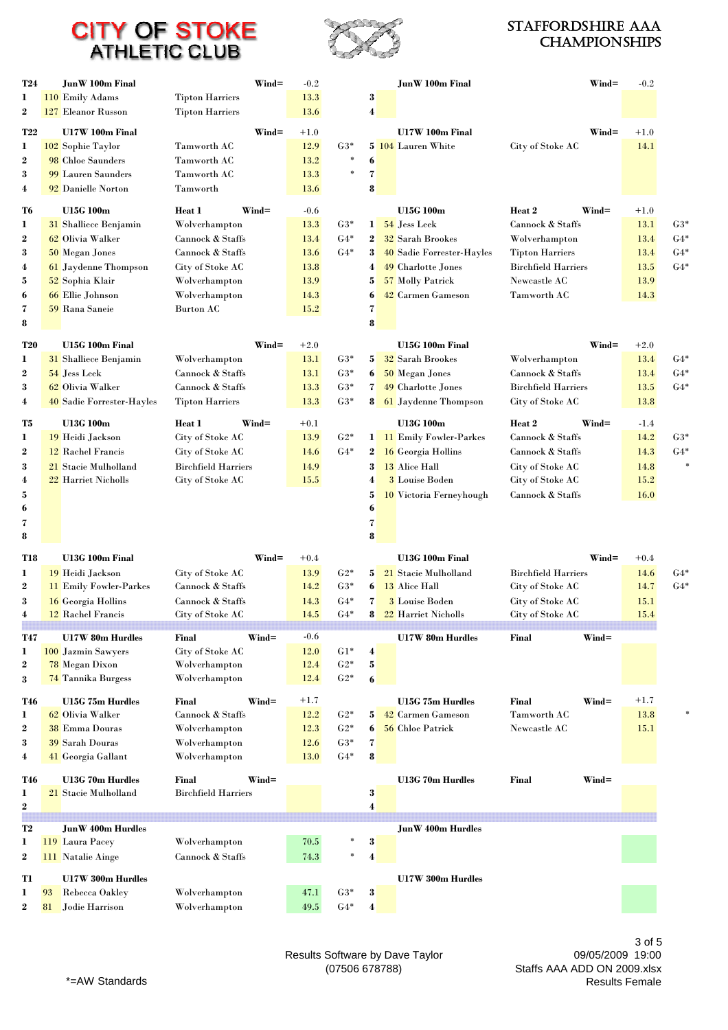# CITY OF STOKE ATHLETIC CLUB

## STAFFORDSHIRE AAA CHAMPIONSHIPS

### T24 JunW 100m Final — Wind= -0.2

| Pos | No | Name | Club | Time | Std |
|---|---|---|---|---|---|
| 1 | 110 | Emily Adams | Tipton Harriers | 13.3 | |
| 2 | 127 | Eleanor Russon | Tipton Harriers | 13.6 | |
| 3 | | | | | |
| 4 | | | | | |

### T22 U17W 100m Final — Wind= +1.0

| Pos | No | Name | Club | Time | Std |
|---|---|---|---|---|---|
| 1 | 102 | Sophie Taylor | Tamworth AC | 12.9 | G3* |
| 2 | 98 | Chloe Saunders | Tamworth AC | 13.2 | * |
| 3 | 99 | Lauren Saunders | Tamworth AC | 13.3 | * |
| 4 | 92 | Danielle Norton | Tamworth | 13.6 | |
| 5 | 104 | Lauren White | City of Stoke AC | 14.1 | |
| 6 | | | | | |
| 7 | | | | | |
| 8 | | | | | |

### T6 U15G 100m Heat 1 — Wind= -0.6

| Pos | No | Name | Club | Time | Std |
|---|---|---|---|---|---|
| 1 | 31 | Shalliece Benjamin | Wolverhampton | 13.3 | G3* |
| 2 | 62 | Olivia Walker | Cannock & Staffs | 13.4 | G4* |
| 3 | 50 | Megan Jones | Cannock & Staffs | 13.6 | G4* |
| 4 | 61 | Jaydenne Thompson | City of Stoke AC | 13.8 | |
| 5 | 52 | Sophia Klair | Wolverhampton | 13.9 | |
| 6 | 66 | Ellie Johnson | Wolverhampton | 14.3 | |
| 7 | 59 | Rana Saneie | Burton AC | 15.2 | |
| 8 | | | | | |

### U15G 100m Heat 2 — Wind= +1.0

| Pos | No | Name | Club | Time | Std |
|---|---|---|---|---|---|
| 1 | 54 | Jess Leek | Cannock & Staffs | 13.1 | G3* |
| 2 | 32 | Sarah Brookes | Wolverhampton | 13.4 | G4* |
| 3 | 40 | Sadie Forrester-Hayles | Tipton Harriers | 13.4 | G4* |
| 4 | 49 | Charlotte Jones | Birchfield Harriers | 13.5 | G4* |
| 5 | 57 | Molly Patrick | Newcastle AC | 13.9 | |
| 6 | 42 | Carmen Gameson | Tamworth AC | 14.3 | |
| 7 | | | | | |
| 8 | | | | | |

### T20 U15G 100m Final — Wind= +2.0

| Pos | No | Name | Club | Time | Std |
|---|---|---|---|---|---|
| 1 | 31 | Shalliece Benjamin | Wolverhampton | 13.1 | G3* |
| 2 | 54 | Jess Leek | Cannock & Staffs | 13.1 | G3* |
| 3 | 62 | Olivia Walker | Cannock & Staffs | 13.3 | G3* |
| 4 | 40 | Sadie Forrester-Hayles | Tipton Harriers | 13.3 | G3* |
| 5 | 32 | Sarah Brookes | Wolverhampton | 13.4 | G4* |
| 6 | 50 | Megan Jones | Cannock & Staffs | 13.4 | G4* |
| 7 | 49 | Charlotte Jones | Birchfield Harriers | 13.5 | G4* |
| 8 | 61 | Jaydenne Thompson | City of Stoke AC | 13.8 | |

### T5 U13G 100m Heat 1 — Wind= +0.1

| Pos | No | Name | Club | Time | Std |
|---|---|---|---|---|---|
| 1 | 19 | Heidi Jackson | City of Stoke AC | 13.9 | G2* |
| 2 | 12 | Rachel Francis | City of Stoke AC | 14.6 | G4* |
| 3 | 21 | Stacie Mulholland | Birchfield Harriers | 14.9 | |
| 4 | 22 | Harriet Nicholls | City of Stoke AC | 15.5 | |
| 5 | | | | | |
| 6 | | | | | |
| 7 | | | | | |
| 8 | | | | | |

### U13G 100m Heat 2 — Wind= -1.4

| Pos | No | Name | Club | Time | Std |
|---|---|---|---|---|---|
| 1 | 11 | Emily Fowler-Parkes | Cannock & Staffs | 14.2 | G3* |
| 2 | 16 | Georgia Hollins | Cannock & Staffs | 14.3 | G4* |
| 3 | 13 | Alice Hall | City of Stoke AC | 14.8 | * |
| 4 | 3 | Louise Boden | City of Stoke AC | 15.2 | |
| 5 | 10 | Victoria Ferneyhough | Cannock & Staffs | 16.0 | |
| 6 | | | | | |
| 7 | | | | | |
| 8 | | | | | |

### T18 U13G 100m Final — Wind= +0.4

| Pos | No | Name | Club | Time | Std |
|---|---|---|---|---|---|
| 1 | 19 | Heidi Jackson | City of Stoke AC | 13.9 | G2* |
| 2 | 11 | Emily Fowler-Parkes | Cannock & Staffs | 14.2 | G3* |
| 3 | 16 | Georgia Hollins | Cannock & Staffs | 14.3 | G4* |
| 4 | 12 | Rachel Francis | City of Stoke AC | 14.5 | G4* |
| 5 | 21 | Stacie Mulholland | Birchfield Harriers | 14.6 | G4* |
| 6 | 13 | Alice Hall | City of Stoke AC | 14.7 | G4* |
| 7 | 3 | Louise Boden | City of Stoke AC | 15.1 | |
| 8 | 22 | Harriet Nicholls | City of Stoke AC | 15.4 | |

### T47 U17W 80m Hurdles Final — Wind= -0.6

| Pos | No | Name | Club | Time | Std |
|---|---|---|---|---|---|
| 1 | 100 | Jazmin Sawyers | City of Stoke AC | 12.0 | G1* |
| 2 | 78 | Megan Dixon | Wolverhampton | 12.4 | G2* |
| 3 | 74 | Tannika Burgess | Wolverhampton | 12.4 | G2* |
| 4 | | | | | |
| 5 | | | | | |
| 6 | | | | | |

### T46 U15G 75m Hurdles Final — Wind= +1.7

| Pos | No | Name | Club | Time | Std |
|---|---|---|---|---|---|
| 1 | 62 | Olivia Walker | Cannock & Staffs | 12.2 | G2* |
| 2 | 38 | Emma Douras | Wolverhampton | 12.3 | G2* |
| 3 | 39 | Sarah Douras | Wolverhampton | 12.6 | G3* |
| 4 | 41 | Georgia Gallant | Wolverhampton | 13.0 | G4* |
| 5 | 42 | Carmen Gameson | Tamworth AC | 13.8 | * |
| 6 | 56 | Chloe Patrick | Newcastle AC | 15.1 | |
| 7 | | | | | |
| 8 | | | | | |

### T46 U13G 70m Hurdles Final — Wind=

| Pos | No | Name | Club | Time | Std |
|---|---|---|---|---|---|
| 1 | 21 | Stacie Mulholland | Birchfield Harriers | | |
| 2 | | | | | |
| 3 | | | | | |
| 4 | | | | | |

### T2 JunW 400m Hurdles

| Pos | No | Name | Club | Time | Std |
|---|---|---|---|---|---|
| 1 | 119 | Laura Pacey | Wolverhampton | 70.5 | * |
| 2 | 111 | Natalie Ainge | Cannock & Staffs | 74.3 | * |
| 3 | | | | | |
| 4 | | | | | |

### T1 U17W 300m Hurdles

| Pos | No | Name | Club | Time | Std |
|---|---|---|---|---|---|
| 1 | 93 | Rebecca Oakley | Wolverhampton | 47.1 | G3* |
| 2 | 81 | Jodie Harrison | Wolverhampton | 49.5 | G4* |
| 3 | | | | | |
| 4 | | | | | |

*=AW Standards

Results Software by Dave Taylor (07506 678788)

09/05/2009 19:00
Staffs AAA ADD ON 2009.xlsx
Results Female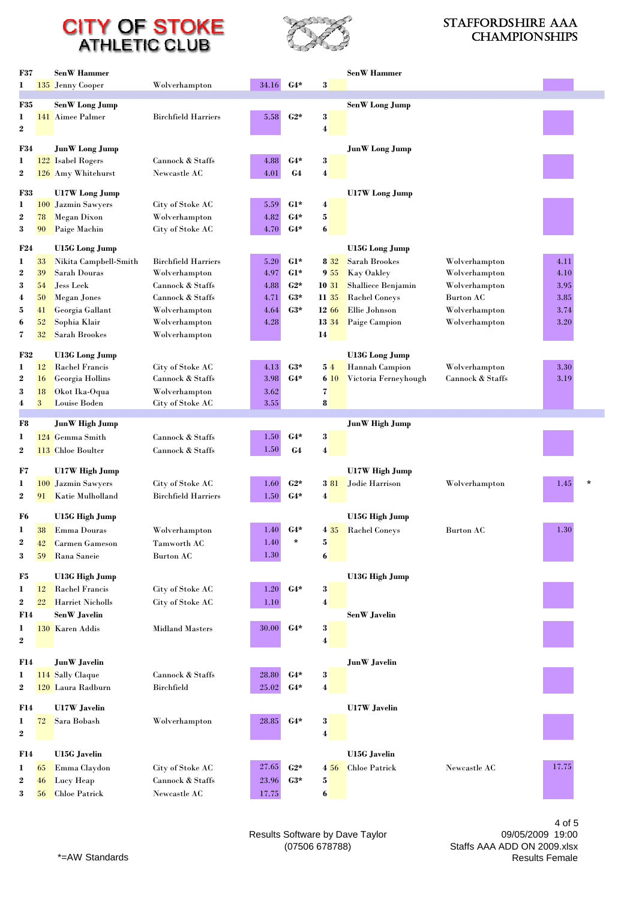# CITY OF STOKE ATHLETIC CLUB

## STAFFORDSHIRE AAA CHAMPIONSHIPS

| Event | | Name | Club | Result | Std | Pos | No | Name | Club | Result | |
|---|---|---|---|---|---|---|---|---|---|---|---|
| **F37** | | **SenW Hammer** | | | | | | **SenW Hammer** | | | |
| 1 | 135 | Jenny Cooper | Wolverhampton | 34.16 | G4* | 3 | | | | | |
| **F35** | | **SenW Long Jump** | | | | | | **SenW Long Jump** | | | |
| 1 | 141 | Aimee Palmer | Birchfield Harriers | 5.58 | G2* | 3 | | | | | |
| 2 | | | | | | 4 | | | | | |
| **F34** | | **JunW Long Jump** | | | | | | **JunW Long Jump** | | | |
| 1 | 122 | Isabel Rogers | Cannock & Staffs | 4.88 | G4* | 3 | | | | | |
| 2 | 126 | Amy Whitehurst | Newcastle AC | 4.01 | G4 | 4 | | | | | |
| **F33** | | **U17W Long Jump** | | | | | | **U17W Long Jump** | | | |
| 1 | 100 | Jazmin Sawyers | City of Stoke AC | 5.59 | G1* | 4 | | | | | |
| 2 | 78 | Megan Dixon | Wolverhampton | 4.82 | G4* | 5 | | | | | |
| 3 | 90 | Paige Machin | City of Stoke AC | 4.70 | G4* | 6 | | | | | |
| **F24** | | **U15G Long Jump** | | | | | | **U15G Long Jump** | | | |
| 1 | 33 | Nikita Campbell-Smith | Birchfield Harriers | 5.20 | G1* | 8 | 32 | Sarah Brookes | Wolverhampton | 4.11 | |
| 2 | 39 | Sarah Douras | Wolverhampton | 4.97 | G1* | 9 | 55 | Kay Oakley | Wolverhampton | 4.10 | |
| 3 | 54 | Jess Leek | Cannock & Staffs | 4.88 | G2* | 10 | 31 | Shalliece Benjamin | Wolverhampton | 3.95 | |
| 4 | 50 | Megan Jones | Cannock & Staffs | 4.71 | G3* | 11 | 35 | Rachel Coneys | Burton AC | 3.85 | |
| 5 | 41 | Georgia Gallant | Wolverhampton | 4.64 | G3* | 12 | 66 | Ellie Johnson | Wolverhampton | 3.74 | |
| 6 | 52 | Sophia Klair | Wolverhampton | 4.28 | | 13 | 34 | Paige Campion | Wolverhampton | 3.20 | |
| 7 | 32 | Sarah Brookes | Wolverhampton | | | 14 | | | | | |
| **F32** | | **U13G Long Jump** | | | | | | **U13G Long Jump** | | | |
| 1 | 12 | Rachel Francis | City of Stoke AC | 4.13 | G3* | 5 | 4 | Hannah Campion | Wolverhampton | 3.30 | |
| 2 | 16 | Georgia Hollins | Cannock & Staffs | 3.98 | G4* | 6 | 10 | Victoria Ferneyhough | Cannock & Staffs | 3.19 | |
| 3 | 18 | Okot Ika-Oqua | Wolverhampton | 3.62 | | 7 | | | | | |
| 4 | 3 | Louise Boden | City of Stoke AC | 3.55 | | 8 | | | | | |
| **F8** | | **JunW High Jump** | | | | | | **JunW High Jump** | | | |
| 1 | 124 | Gemma Smith | Cannock & Staffs | 1.50 | G4* | 3 | | | | | |
| 2 | 113 | Chloe Boulter | Cannock & Staffs | 1.50 | G4 | 4 | | | | | |
| **F7** | | **U17W High Jump** | | | | | | **U17W High Jump** | | | |
| 1 | 100 | Jazmin Sawyers | City of Stoke AC | 1.60 | G2* | 3 | 81 | Jodie Harrison | Wolverhampton | 1.45 | * |
| 2 | 91 | Katie Mulholland | Birchfield Harriers | 1.50 | G4* | 4 | | | | | |
| **F6** | | **U15G High Jump** | | | | | | **U15G High Jump** | | | |
| 1 | 38 | Emma Douras | Wolverhampton | 1.40 | G4* | 4 | 35 | Rachel Coneys | Burton AC | 1.30 | |
| 2 | 42 | Carmen Gameson | Tamworth AC | 1.40 | * | 5 | | | | | |
| 3 | 59 | Rana Saneie | Burton AC | 1.30 | | 6 | | | | | |
| **F5** | | **U13G High Jump** | | | | | | **U13G High Jump** | | | |
| 1 | 12 | Rachel Francis | City of Stoke AC | 1.20 | G4* | 3 | | | | | |
| 2 | 22 | Harriet Nicholls | City of Stoke AC | 1.10 | | 4 | | | | | |
| **F14** | | **SenW Javelin** | | | | | | **SenW Javelin** | | | |
| 1 | 130 | Karen Addis | Midland Masters | 30.00 | G4* | 3 | | | | | |
| 2 | | | | | | 4 | | | | | |
| **F14** | | **JunW Javelin** | | | | | | **JunW Javelin** | | | |
| 1 | 114 | Sally Claque | Cannock & Staffs | 28.80 | G4* | 3 | | | | | |
| 2 | 120 | Laura Radburn | Birchfield | 25.02 | G4* | 4 | | | | | |
| **F14** | | **U17W Javelin** | | | | | | **U17W Javelin** | | | |
| 1 | 72 | Sara Bobash | Wolverhampton | 28.85 | G4* | 3 | | | | | |
| 2 | | | | | | 4 | | | | | |
| **F14** | | **U15G Javelin** | | | | | | **U15G Javelin** | | | |
| 1 | 65 | Emma Claydon | City of Stoke AC | 27.65 | G2* | 4 | 56 | Chloe Patrick | Newcastle AC | 17.75 | |
| 2 | 46 | Lucy Heap | Cannock & Staffs | 23.96 | G3* | 5 | | | | | |
| 3 | 56 | Chloe Patrick | Newcastle AC | 17.75 | | 6 | | | | | |

Results Software by Dave Taylor (07506 678788)

09/05/2009 19:00
Staffs AAA ADD ON 2009.xlsx
Results Female

*=AW Standards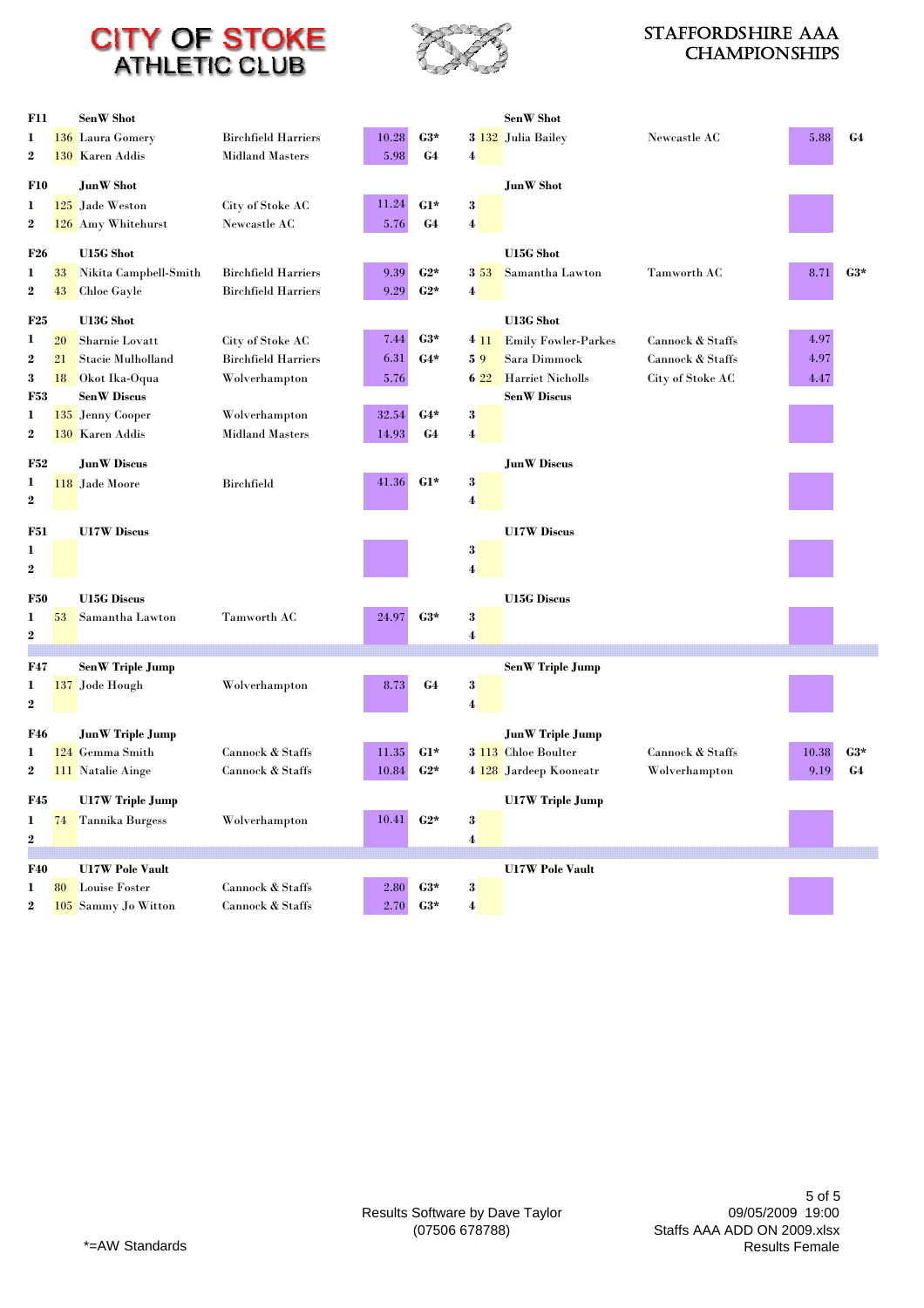# CITY OF STOKE ATHLETIC CLUB

## STAFFORDSHIRE AAA CHAMPIONSHIPS

| | | | | | | | | | | | | |
|---|---|---|---|---|---|---|---|---|---|---|---|---|
| **F11** | | **SenW Shot** | | | | | | **SenW Shot** | | | | |
| 1 | 136 | Laura Gomery | Birchfield Harriers | 10.28 | G3* | 3 | 132 | Julia Bailey | Newcastle AC | 5.88 | G4 | |
| 2 | 130 | Karen Addis | Midland Masters | 5.98 | G4 | 4 | | | | | | |
| **F10** | | **JunW Shot** | | | | | | **JunW Shot** | | | | |
| 1 | 125 | Jade Weston | City of Stoke AC | 11.24 | G1* | 3 | | | | | | |
| 2 | 126 | Amy Whitehurst | Newcastle AC | 5.76 | G4 | 4 | | | | | | |
| **F26** | | **U15G Shot** | | | | | | **U15G Shot** | | | | |
| 1 | 33 | Nikita Campbell-Smith | Birchfield Harriers | 9.39 | G2* | 3 | 53 | Samantha Lawton | Tamworth AC | 8.71 | G3* | |
| 2 | 43 | Chloe Gayle | Birchfield Harriers | 9.29 | G2* | 4 | | | | | | |
| **F25** | | **U13G Shot** | | | | | | **U13G Shot** | | | | |
| 1 | 20 | Sharnie Lovatt | City of Stoke AC | 7.44 | G3* | 4 | 11 | Emily Fowler-Parkes | Cannock & Staffs | 4.97 | | |
| 2 | 21 | Stacie Mulholland | Birchfield Harriers | 6.31 | G4* | 5 | 9 | Sara Dimmock | Cannock & Staffs | 4.97 | | |
| 3 | 18 | Okot Ika-Oqua | Wolverhampton | 5.76 | | 6 | 22 | Harriet Nicholls | City of Stoke AC | 4.47 | | |
| **F53** | | **SenW Discus** | | | | | | **SenW Discus** | | | | |
| 1 | 135 | Jenny Cooper | Wolverhampton | 32.54 | G4* | 3 | | | | | | |
| 2 | 130 | Karen Addis | Midland Masters | 14.93 | G4 | 4 | | | | | | |
| **F52** | | **JunW Discus** | | | | | | **JunW Discus** | | | | |
| 1 | 118 | Jade Moore | Birchfield | 41.36 | G1* | 3 | | | | | | |
| 2 | | | | | | 4 | | | | | | |
| **F51** | | **U17W Discus** | | | | | | **U17W Discus** | | | | |
| 1 | | | | | | 3 | | | | | | |
| 2 | | | | | | 4 | | | | | | |
| **F50** | | **U15G Discus** | | | | | | **U15G Discus** | | | | |
| 1 | 53 | Samantha Lawton | Tamworth AC | 24.97 | G3* | 3 | | | | | | |
| 2 | | | | | | 4 | | | | | | |
| **F47** | | **SenW Triple Jump** | | | | | | **SenW Triple Jump** | | | | |
| 1 | 137 | Jode Hough | Wolverhampton | 8.73 | G4 | 3 | | | | | | |
| 2 | | | | | | 4 | | | | | | |
| **F46** | | **JunW Triple Jump** | | | | | | **JunW Triple Jump** | | | | |
| 1 | 124 | Gemma Smith | Cannock & Staffs | 11.35 | G1* | 3 | 113 | Chloe Boulter | Cannock & Staffs | 10.38 | G3* | |
| 2 | 111 | Natalie Ainge | Cannock & Staffs | 10.84 | G2* | 4 | 128 | Jardeep Kooneatr | Wolverhampton | 9.19 | G4 | |
| **F45** | | **U17W Triple Jump** | | | | | | **U17W Triple Jump** | | | | |
| 1 | 74 | Tannika Burgess | Wolverhampton | 10.41 | G2* | 3 | | | | | | |
| 2 | | | | | | 4 | | | | | | |
| **F40** | | **U17W Pole Vault** | | | | | | **U17W Pole Vault** | | | | |
| 1 | 80 | Louise Foster | Cannock & Staffs | 2.80 | G3* | 3 | | | | | | |
| 2 | 105 | Sammy Jo Witton | Cannock & Staffs | 2.70 | G3* | 4 | | | | | | |

*=AW Standards

Results Software by Dave Taylor (07506 678788)

09/05/2009 19:00
Staffs AAA ADD ON 2009.xlsx
Results Female